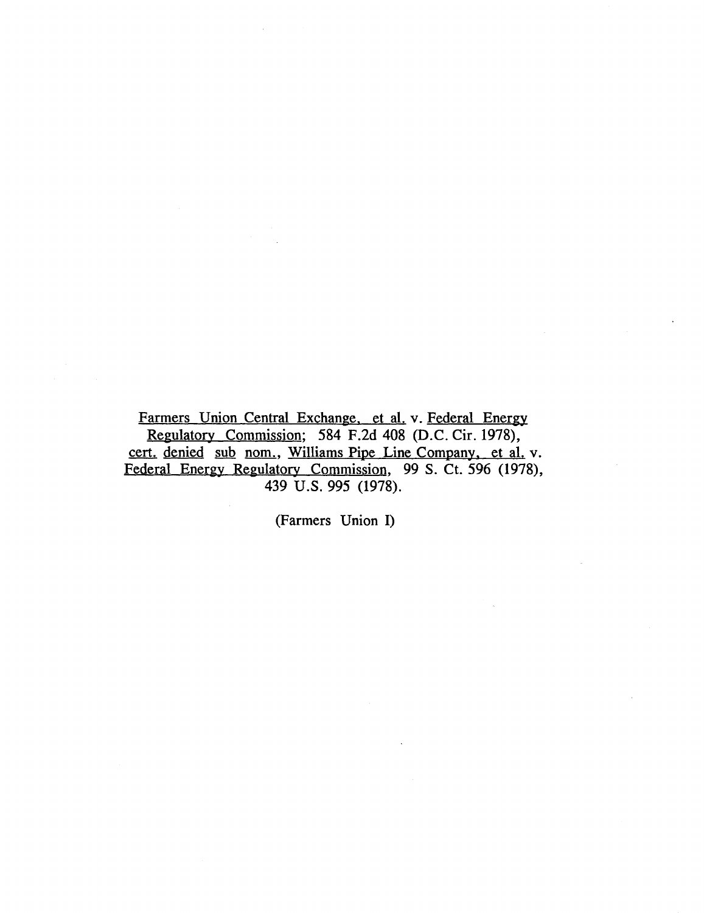Farmers Union Central Exchange, et al. v. Federal Energy Regulatory Commission; 584 F.2d 408 (D.C. Cir. 1978), cert. denied sub nom., Williams Pipe Line Company, et al. v. Federal Energy Regulatory Commission, 99 S. Ct. 596 (1978), 439 U.S. 995 (1978).

(Farmers Union I)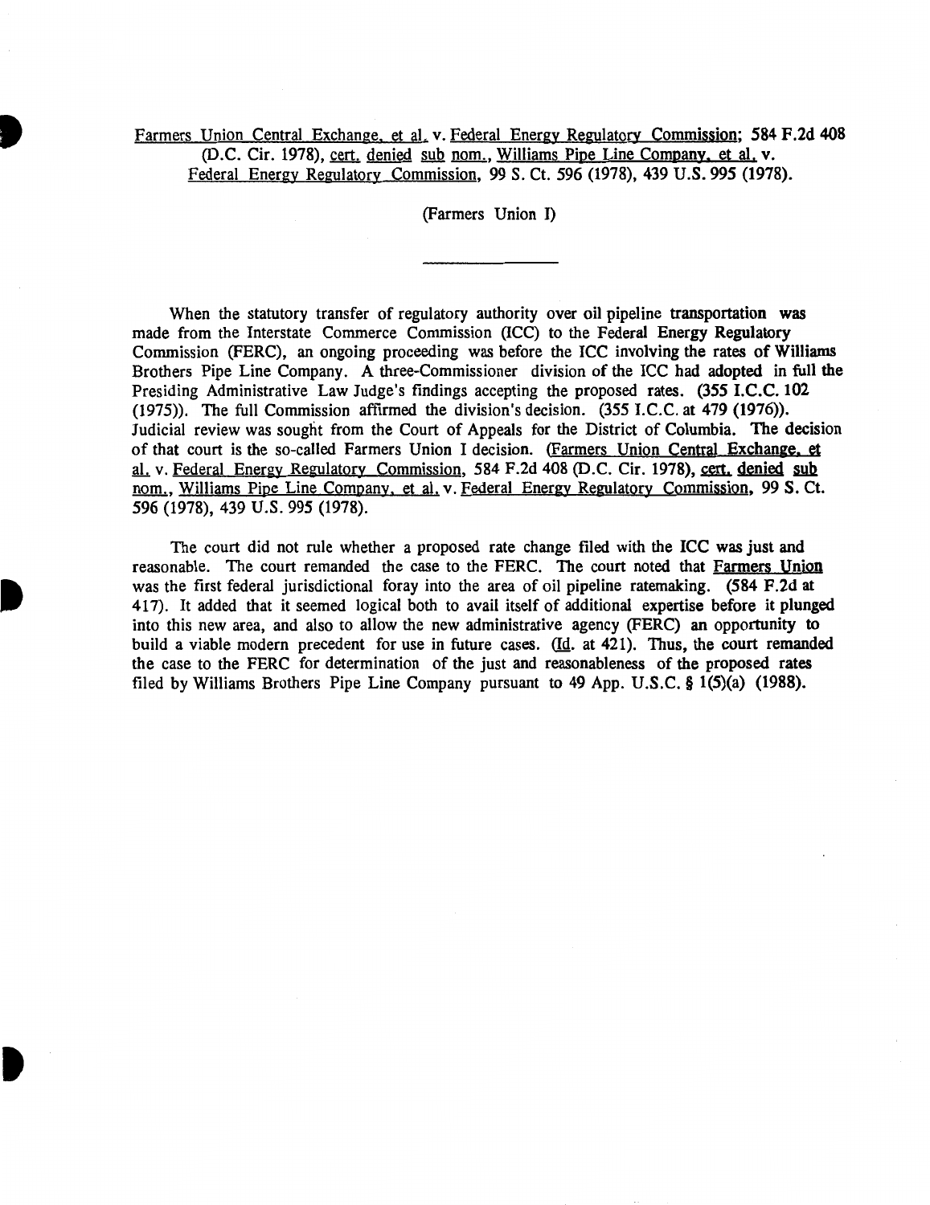Farmers Union Central Exchange, et al. v. Federal Energy Regulatory Commission; 584 F.2d 408 (D.C. Cir. 1978), cert. denied sub nom., Williams Pipe Line Company, et al. v. Federal Energy Regulatory Commission, 99 S. Ct. 596 (1978), 439 U.S. 995 (1978).

(Farmers Union I)

---

When the statutory transfer of regulatory authority over oil pipeline transportation was made from the Interstate Commerce Commission (ICC) to the Federal Energy Regulatory Commission (FERC), an ongoing proceeding was before the ICC involving the rates of Williams Brothers Pipe Line Company. A three-Commissioner division of the ICC had adopted in full the Presiding Administrative Law Judge's findings accepting the proposed rates. (355 I.C.C. 102 (1975)). The full Commission affirmed the division's decision. (355 I.C.C. at 479 (1976)). Judicial review was sought from the Court of Appeals for the District of Columbia. The decision of that court is the so-called Farmers Union I decision. (Farmers Union Central Exchange, et al. v. Federal Energy Regulatory Commission, 584 F.2d 408 (D.C. Cir. 1978), cert. denied sub nom., Williams Pipe Line Company, et al. v. Federal Energy Regulatory Commission, 99 S. Ct. 596 (1978), 439 U.S. 995 (1978).

The court did not rule whether a proposed rate change filed with the ICC was just and reasonable. The court remanded the case to the FERC. The court noted that Farmers Union was the first federal jurisdictional foray into the area of oil pipeline ratemaking. (584 F.2d at 417). It added that it seemed logical both to avail itself of additional expertise before it plunged into this new area, and also to allow the new administrative agency (FERC) an opportunity to build a viable modern precedent for use in future cases. (Id. at 421). Thus, the court remanded the case to the FERC for determination of the just and reasonableness of the proposed rates filed by Williams Brothers Pipe Line Company pursuant to 49 App. U.S.C. § 1(5)(a) (1988).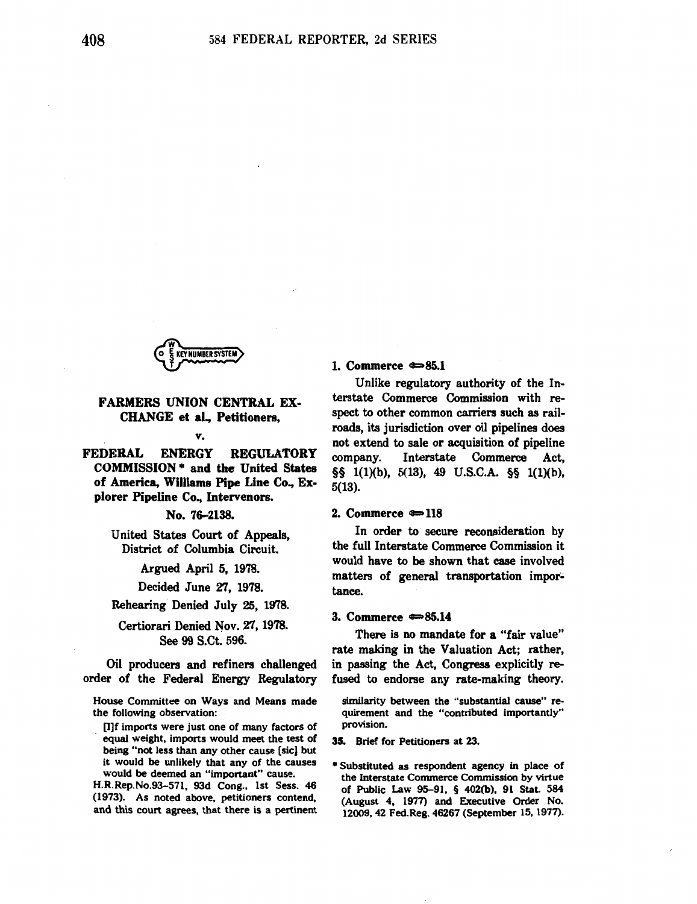House Committee on Ways and Means made the following observation:

> [I]f imports were just one of many factors of equal weight, imports would meet the test of being "not less than any other cause [sic] but it would be unlikely that any of the causes would be deemed an "important" cause.

H.R.Rep.No.93–571, 93d Cong., 1st Sess. 46 (1973). As noted above, petitioners contend, and this court agrees, that there is a pertinent similarity between the "substantial cause" requirement and the "contributed importantly" provision.

35. Brief for Petitioners at 23.

**FARMERS UNION CENTRAL EXCHANGE et al., Petitioners,**

**v.**

**FEDERAL ENERGY REGULATORY COMMISSION * and the United States of America, Williams Pipe Line Co., Explorer Pipeline Co., Intervenors.**

No. 76–2138.

United States Court of Appeals, District of Columbia Circuit.

Argued April 5, 1978.

Decided June 27, 1978.

Rehearing Denied July 25, 1978.

Certiorari Denied Nov. 27, 1978. See 99 S.Ct. 596.

Oil producers and refiners challenged order of the Federal Energy Regulatory

\* Substituted as respondent agency in place of the Interstate Commerce Commission by virtue of Public Law 95–91, § 402(b), 91 Stat. 584 (August 4, 1977) and Executive Order No. 12009, 42 Fed.Reg. 46267 (September 15, 1977).

**1. Commerce ⟹85.1**

Unlike regulatory authority of the Interstate Commerce Commission with respect to other common carriers such as railroads, its jurisdiction over oil pipelines does not extend to sale or acquisition of pipeline company. Interstate Commerce Act, §§ 1(1)(b), 5(13), 49 U.S.C.A. §§ 1(1)(b), 5(13).

**2. Commerce ⟹118**

In order to secure reconsideration by the full Interstate Commerce Commission it would have to be shown that case involved matters of general transportation importance.

**3. Commerce ⟹85.14**

There is no mandate for a "fair value" rate making in the Valuation Act; rather, in passing the Act, Congress explicitly refused to endorse any rate-making theory.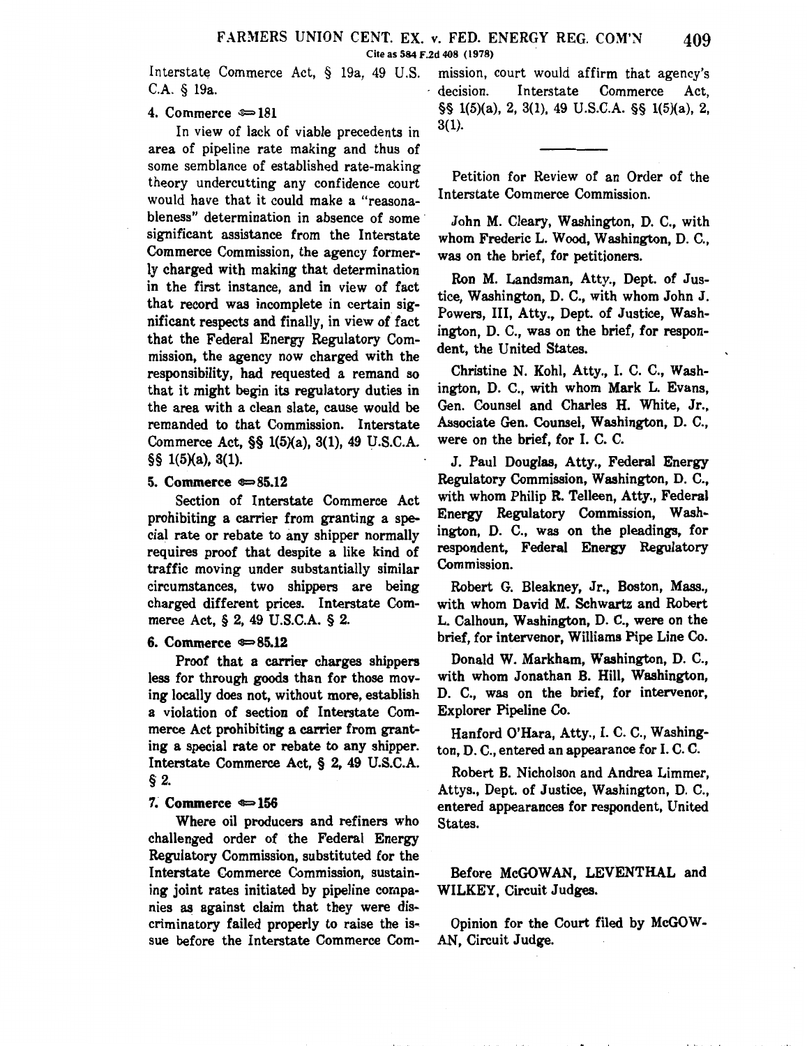Interstate Commerce Act, § 19a, 49 U.S.C.A. § 19a.

#### 4. Commerce ⚖181

In view of lack of viable precedents in area of pipeline rate making and thus of some semblance of established rate-making theory undercutting any confidence court would have that it could make a "reasonableness" determination in absence of some significant assistance from the Interstate Commerce Commission, the agency formerly charged with making that determination in the first instance, and in view of fact that record was incomplete in certain significant respects and finally, in view of fact that the Federal Energy Regulatory Commission, the agency now charged with the responsibility, had requested a remand so that it might begin its regulatory duties in the area with a clean slate, cause would be remanded to that Commission. Interstate Commerce Act, §§ 1(5)(a), 3(1), 49 U.S.C.A. §§ 1(5)(a), 3(1).

#### 5. Commerce ⚖85.12

Section of Interstate Commerce Act prohibiting a carrier from granting a special rate or rebate to any shipper normally requires proof that despite a like kind of traffic moving under substantially similar circumstances, two shippers are being charged different prices. Interstate Commerce Act, § 2, 49 U.S.C.A. § 2.

#### 6. Commerce ⚖85.12

Proof that a carrier charges shippers less for through goods than for those moving locally does not, without more, establish a violation of section of Interstate Commerce Act prohibiting a carrier from granting a special rate or rebate to any shipper. Interstate Commerce Act, § 2, 49 U.S.C.A. § 2.

#### 7. Commerce ⚖156

Where oil producers and refiners who challenged order of the Federal Energy Regulatory Commission, substituted for the Interstate Commerce Commission, sustaining joint rates initiated by pipeline companies as against claim that they were discriminatory failed properly to raise the issue before the Interstate Commerce Commission, court would affirm that agency's decision. Interstate Commerce Act, §§ 1(5)(a), 2, 3(1), 49 U.S.C.A. §§ 1(5)(a), 2, 3(1).

---

Petition for Review of an Order of the Interstate Commerce Commission.

John M. Cleary, Washington, D. C., with whom Frederic L. Wood, Washington, D. C., was on the brief, for petitioners.

Ron M. Landsman, Atty., Dept. of Justice, Washington, D. C., with whom John J. Powers, III, Atty., Dept. of Justice, Washington, D. C., was on the brief, for respondent, the United States.

Christine N. Kohl, Atty., I. C. C., Washington, D. C., with whom Mark L. Evans, Gen. Counsel and Charles H. White, Jr., Associate Gen. Counsel, Washington, D. C., were on the brief, for I. C. C.

J. Paul Douglas, Atty., Federal Energy Regulatory Commission, Washington, D. C., with whom Philip R. Telleen, Atty., Federal Energy Regulatory Commission, Washington, D. C., was on the pleadings, for respondent, Federal Energy Regulatory Commission.

Robert G. Bleakney, Jr., Boston, Mass., with whom David M. Schwartz and Robert L. Calhoun, Washington, D. C., were on the brief, for intervenor, Williams Pipe Line Co.

Donald W. Markham, Washington, D. C., with whom Jonathan B. Hill, Washington, D. C., was on the brief, for intervenor, Explorer Pipeline Co.

Hanford O'Hara, Atty., I. C. C., Washington, D. C., entered an appearance for I. C. C.

Robert B. Nicholson and Andrea Limmer, Attys., Dept. of Justice, Washington, D. C., entered appearances for respondent, United States.

Before McGOWAN, LEVENTHAL and WILKEY, Circuit Judges.

Opinion for the Court filed by McGOWAN, Circuit Judge.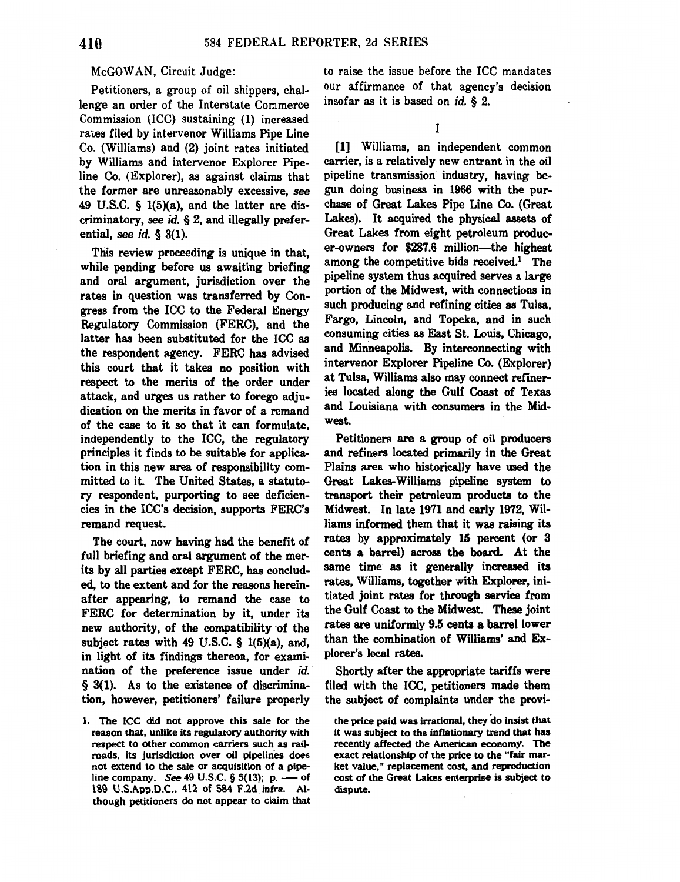McGOWAN, Circuit Judge:

Petitioners, a group of oil shippers, challenge an order of the Interstate Commerce Commission (ICC) sustaining (1) increased rates filed by intervenor Williams Pipe Line Co. (Williams) and (2) joint rates initiated by Williams and intervenor Explorer Pipeline Co. (Explorer), as against claims that the former are unreasonably excessive, *see* 49 U.S.C. § 1(5)(a), and the latter are discriminatory, *see id.* § 2, and illegally preferential, *see id.* § 3(1).

This review proceeding is unique in that, while pending before us awaiting briefing and oral argument, jurisdiction over the rates in question was transferred by Congress from the ICC to the Federal Energy Regulatory Commission (FERC), and the latter has been substituted for the ICC as the respondent agency. FERC has advised this court that it takes no position with respect to the merits of the order under attack, and urges us rather to forego adjudication on the merits in favor of a remand of the case to it so that it can formulate, independently to the ICC, the regulatory principles it finds to be suitable for application in this new area of responsibility committed to it. The United States, a statutory respondent, purporting to see deficiencies in the ICC's decision, supports FERC's remand request.

The court, now having had the benefit of full briefing and oral argument of the merits by all parties except FERC, has concluded, to the extent and for the reasons hereinafter appearing, to remand the case to FERC for determination by it, under its new authority, of the compatibility of the subject rates with 49 U.S.C. § 1(5)(a), and, in light of its findings thereon, for examination of the preference issue under *id.* § 3(1). As to the existence of discrimination, however, petitioners' failure properly to raise the issue before the ICC mandates our affirmance of that agency's decision insofar as it is based on *id.* § 2.

## I

[1] Williams, an independent common carrier, is a relatively new entrant in the oil pipeline transmission industry, having begun doing business in 1966 with the purchase of Great Lakes Pipe Line Co. (Great Lakes). It acquired the physical assets of Great Lakes from eight petroleum producer-owners for $287.6 million—the highest among the competitive bids received.[1] The pipeline system thus acquired serves a large portion of the Midwest, with connections in such producing and refining cities as Tulsa, Fargo, Lincoln, and Topeka, and in such consuming cities as East St. Louis, Chicago, and Minneapolis. By interconnecting with intervenor Explorer Pipeline Co. (Explorer) at Tulsa, Williams also may connect refineries located along the Gulf Coast of Texas and Louisiana with consumers in the Midwest.

Petitioners are a group of oil producers and refiners located primarily in the Great Plains area who historically have used the Great Lakes-Williams pipeline system to transport their petroleum products to the Midwest. In late 1971 and early 1972, Williams informed them that it was raising its rates by approximately 15 percent (or 3 cents a barrel) across the board. At the same time as it generally increased its rates, Williams, together with Explorer, initiated joint rates for through service from the Gulf Coast to the Midwest. These joint rates are uniformly 9.5 cents a barrel lower than the combination of Williams' and Explorer's local rates.

Shortly after the appropriate tariffs were filed with the ICC, petitioners made them the subject of complaints under the provi-

1. The ICC did not approve this sale for the reason that, unlike its regulatory authority with respect to other common carriers such as railroads, its jurisdiction over oil pipelines does not extend to the sale or acquisition of a pipeline company. *See* 49 U.S.C. § 5(13); p. —— of 189 U.S.App.D.C., 412 of 584 F.2d *infra*. Although petitioners do not appear to claim that the price paid was irrational, they do insist that it was subject to the inflationary trend that has recently affected the American economy. The exact relationship of the price to the "fair market value," replacement cost, and reproduction cost of the Great Lakes enterprise is subject to dispute.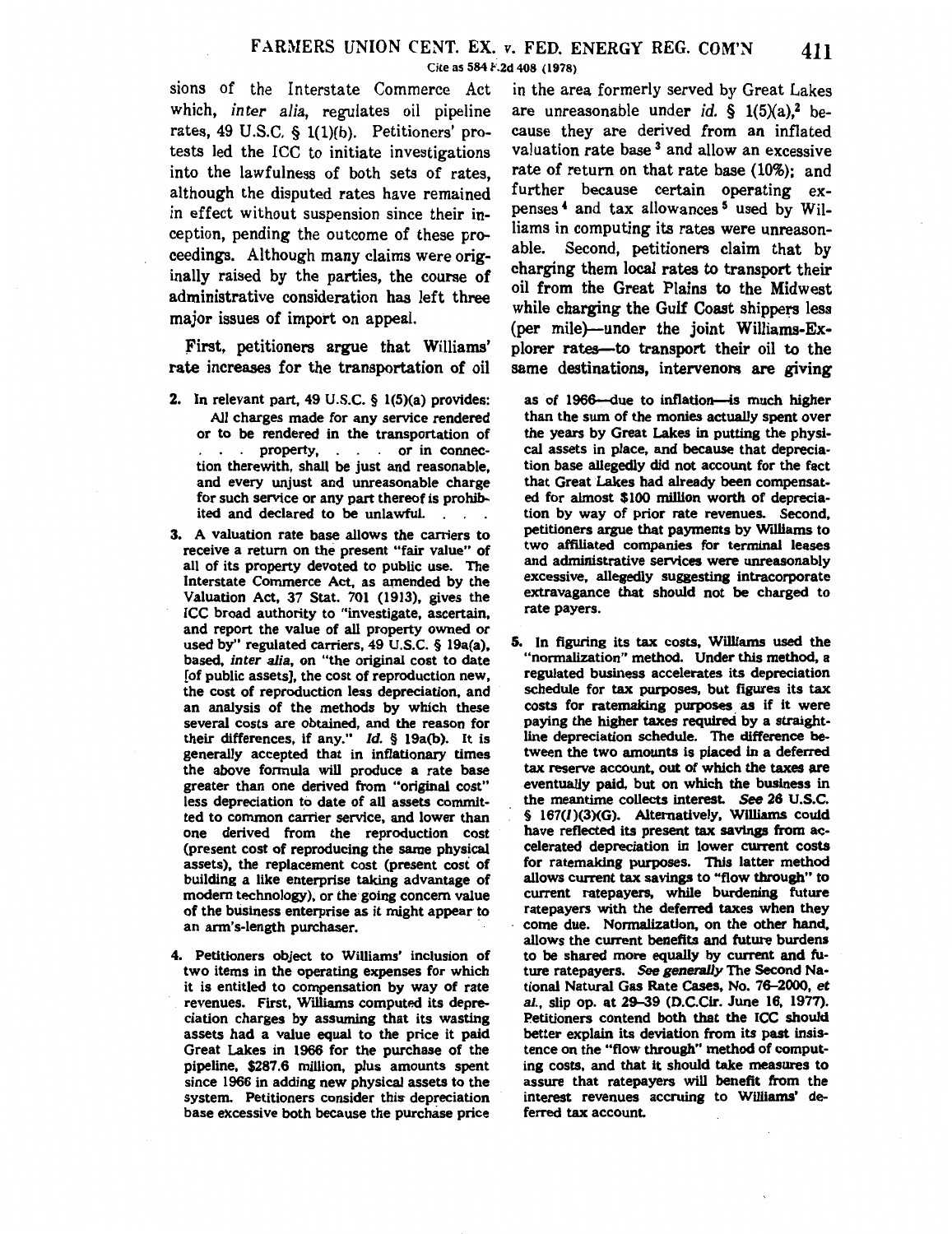sions of the Interstate Commerce Act which, *inter alia*, regulates oil pipeline rates, 49 U.S.C. § 1(1)(b). Petitioners' protests led the ICC to initiate investigations into the lawfulness of both sets of rates, although the disputed rates have remained in effect without suspension since their inception, pending the outcome of these proceedings. Although many claims were originally raised by the parties, the course of administrative consideration has left three major issues of import on appeal.

First, petitioners argue that Williams' rate increases for the transportation of oil in the area formerly served by Great Lakes are unreasonable under *id.* § 1(5)(a),[2] because they are derived from an inflated valuation rate base [3] and allow an excessive rate of return on that rate base (10%); and further because certain operating expenses [4] and tax allowances [5] used by Williams in computing its rates were unreasonable. Second, petitioners claim that by charging them local rates to transport their oil from the Great Plains to the Midwest while charging the Gulf Coast shippers less (per mile)—under the joint Williams-Explorer rates—to transport their oil to the same destinations, intervenors are giving

2. In relevant part, 49 U.S.C. § 1(5)(a) provides:

   All charges made for any service rendered or to be rendered in the transportation of . . . property, . . . or in connection therewith, shall be just and reasonable, and every unjust and unreasonable charge for such service or any part thereof is prohibited and declared to be unlawful. . . .

3. A valuation rate base allows the carriers to receive a return on the present "fair value" of all of its property devoted to public use. The Interstate Commerce Act, as amended by the Valuation Act, 37 Stat. 701 (1913), gives the ICC broad authority to "investigate, ascertain, and report the value of all property owned or used by" regulated carriers, 49 U.S.C. § 19a(a), based, *inter alia*, on "the original cost to date [of public assets], the cost of reproduction new, the cost of reproduction less depreciation, and an analysis of the methods by which these several costs are obtained, and the reason for their differences, if any." *Id.* § 19a(b). It is generally accepted that in inflationary times the above formula will produce a rate base greater than one derived from "original cost" less depreciation to date of all assets committed to common carrier service, and lower than one derived from the reproduction cost (present cost of reproducing the same physical assets), the replacement cost (present cost of building a like enterprise taking advantage of modern technology), or the going concern value of the business enterprise as it might appear to an arm's-length purchaser.

4. Petitioners object to Williams' inclusion of two items in the operating expenses for which it is entitled to compensation by way of rate revenues. First, Williams computed its depreciation charges by assuming that its wasting assets had a value equal to the price it paid Great Lakes in 1966 for the purchase of the pipeline, $287.6 million, plus amounts spent since 1966 in adding new physical assets to the system. Petitioners consider this depreciation base excessive both because the purchase price as of 1966—due to inflation—is much higher than the sum of the monies actually spent over the years by Great Lakes in putting the physical assets in place, and because that depreciation base allegedly did not account for the fact that Great Lakes had already been compensated for almost $100 million worth of depreciation by way of prior rate revenues. Second, petitioners argue that payments by Williams to two affiliated companies for terminal leases and administrative services were unreasonably excessive, allegedly suggesting intracorporate extravagance that should not be charged to rate payers.

5. In figuring its tax costs, Williams used the "normalization" method. Under this method, a regulated business accelerates its depreciation schedule for tax purposes, but figures its tax costs for ratemaking purposes as if it were paying the higher taxes required by a straight-line depreciation schedule. The difference between the two amounts is placed in a deferred tax reserve account, out of which the taxes are eventually paid, but on which the business in the meantime collects interest. *See* 26 U.S.C. § 167(*l*)(3)(G). Alternatively, Williams could have reflected its present tax savings from accelerated depreciation in lower current costs for ratemaking purposes. This latter method allows current tax savings to "flow through" to current ratepayers, while burdening future ratepayers with the deferred taxes when they come due. Normalization, on the other hand, allows the current benefits and future burdens to be shared more equally by current and future ratepayers. *See generally* The Second National Natural Gas Rate Cases, No. 76-2000, *et al.*, slip op. at 29-39 (D.C.Cir. June 16, 1977). Petitioners contend both that the ICC should better explain its deviation from its past insistence on the "flow through" method of computing costs, and that it should take measures to assure that ratepayers will benefit from the interest revenues accruing to Williams' deferred tax account.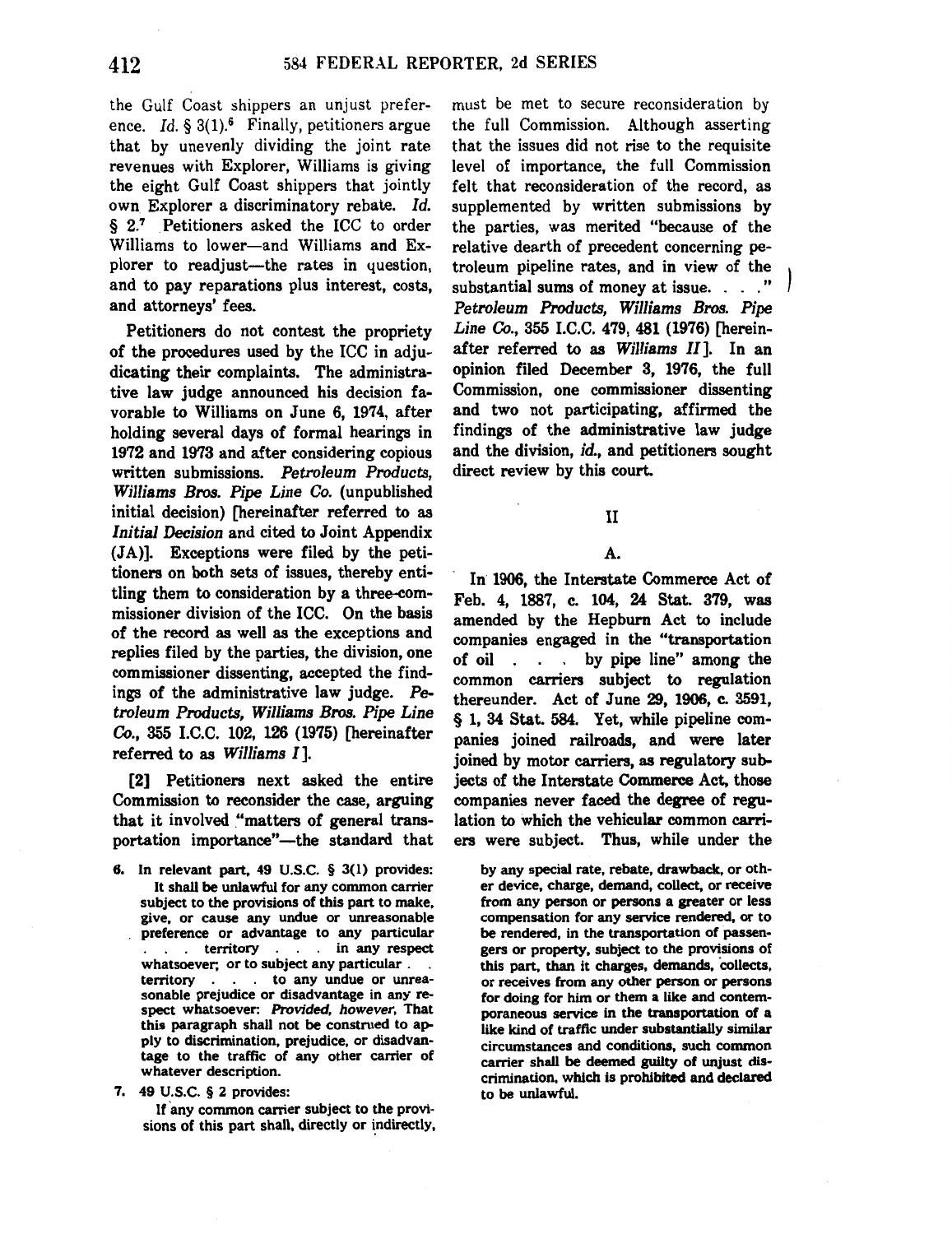the Gulf Coast shippers an unjust preference. *Id.* § 3(1).[6] Finally, petitioners argue that by unevenly dividing the joint rate revenues with Explorer, Williams is giving the eight Gulf Coast shippers that jointly own Explorer a discriminatory rebate. *Id.* § 2.[7] Petitioners asked the ICC to order Williams to lower—and Williams and Explorer to readjust—the rates in question, and to pay reparations plus interest, costs, and attorneys' fees.

Petitioners do not contest the propriety of the procedures used by the ICC in adjudicating their complaints. The administrative law judge announced his decision favorable to Williams on June 6, 1974, after holding several days of formal hearings in 1972 and 1973 and after considering copious written submissions. *Petroleum Products, Williams Bros. Pipe Line Co.* (unpublished initial decision) [hereinafter referred to as *Initial Decision* and cited to Joint Appendix (JA)]. Exceptions were filed by the petitioners on both sets of issues, thereby entitling them to consideration by a three-commissioner division of the ICC. On the basis of the record as well as the exceptions and replies filed by the parties, the division, one commissioner dissenting, accepted the findings of the administrative law judge. *Petroleum Products, Williams Bros. Pipe Line Co.*, 355 I.C.C. 102, 126 (1975) [hereinafter referred to as *Williams I*].

**[2]** Petitioners next asked the entire Commission to reconsider the case, arguing that it involved "matters of general transportation importance"—the standard that must be met to secure reconsideration by the full Commission. Although asserting that the issues did not rise to the requisite level of importance, the full Commission felt that reconsideration of the record, as supplemented by written submissions by the parties, was merited "because of the relative dearth of precedent concerning petroleum pipeline rates, and in view of the substantial sums of money at issue. . . ." *Petroleum Products, Williams Bros. Pipe Line Co.*, 355 I.C.C. 479, 481 (1976) [hereinafter referred to as *Williams II*]. In an opinion filed December 3, 1976, the full Commission, one commissioner dissenting and two not participating, affirmed the findings of the administrative law judge and the division, *id.*, and petitioners sought direct review by this court.

## II

### A.

In 1906, the Interstate Commerce Act of Feb. 4, 1887, c. 104, 24 Stat. 379, was amended by the Hepburn Act to include companies engaged in the "transportation of oil . . . by pipe line" among the common carriers subject to regulation thereunder. Act of June 29, 1906, c. 3591, § 1, 34 Stat. 584. Yet, while pipeline companies joined railroads, and were later joined by motor carriers, as regulatory subjects of the Interstate Commerce Act, those companies never faced the degree of regulation to which the vehicular common carriers were subject. Thus, while under the

---

6. In relevant part, 49 U.S.C. § 3(1) provides:

> It shall be unlawful for any common carrier subject to the provisions of this part to make, give, or cause any undue or unreasonable preference or advantage to any particular . . . territory . . . in any respect whatsoever; or to subject any particular . . territory . . . to any undue or unreasonable prejudice or disadvantage in any respect whatsoever: *Provided, however*, That this paragraph shall not be construed to apply to discrimination, prejudice, or disadvantage to the traffic of any other carrier of whatever description.

7. 49 U.S.C. § 2 provides:

> If any common carrier subject to the provisions of this part shall, directly or indirectly, by any special rate, rebate, drawback, or other device, charge, demand, collect, or receive from any person or persons a greater or less compensation for any service rendered, or to be rendered, in the transportation of passengers or property, subject to the provisions of this part, than it charges, demands, collects, or receives from any other person or persons for doing for him or them a like and contemporaneous service in the transportation of a like kind of traffic under substantially similar circumstances and conditions, such common carrier shall be deemed guilty of unjust discrimination, which is prohibited and declared to be unlawful.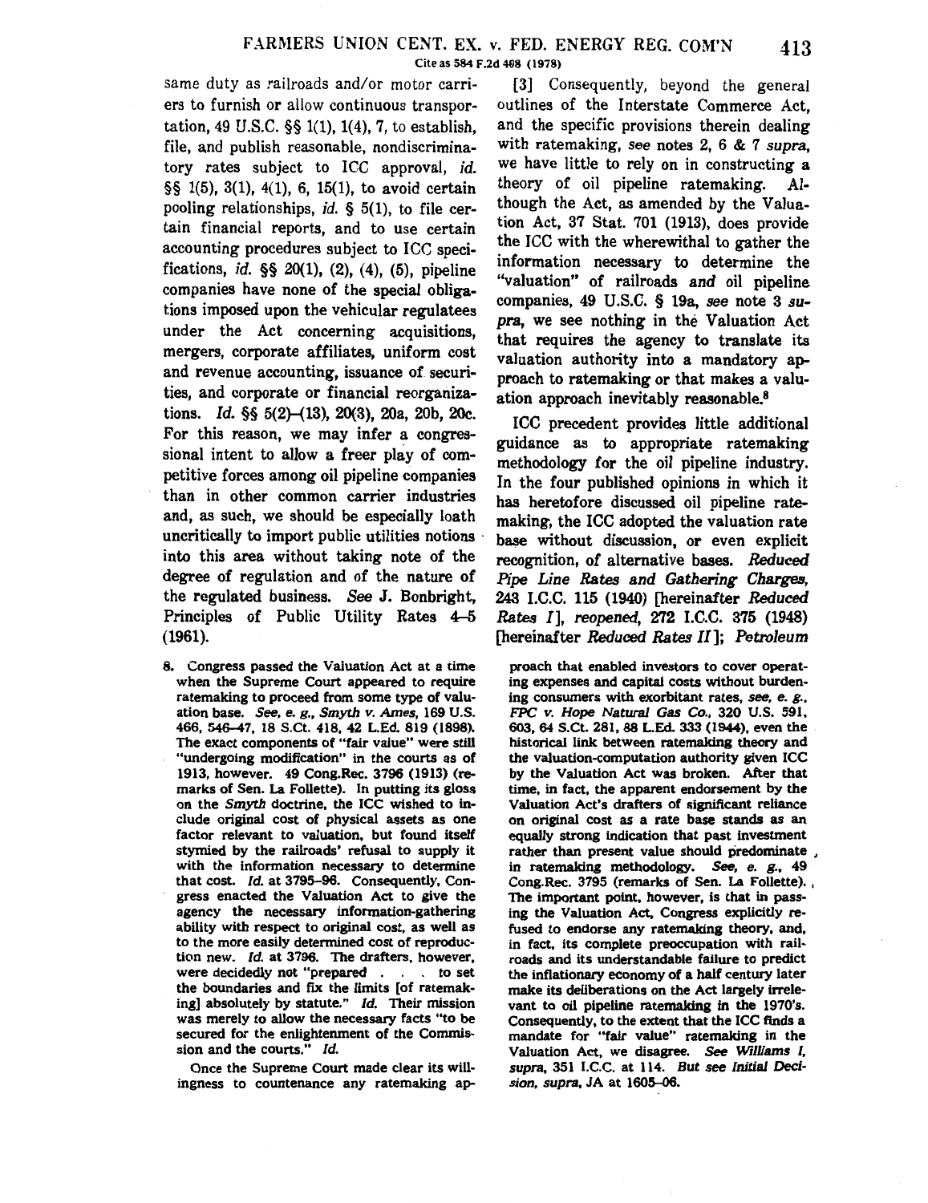same duty as railroads and/or motor carriers to furnish or allow continuous transportation, 49 U.S.C. §§ 1(1), 1(4), 7, to establish, file, and publish reasonable, nondiscriminatory rates subject to ICC approval, *id.* §§ 1(5), 3(1), 4(1), 6, 15(1), to avoid certain pooling relationships, *id.* § 5(1), to file certain financial reports, and to use certain accounting procedures subject to ICC specifications, *id.* §§ 20(1), (2), (4), (5), pipeline companies have none of the special obligations imposed upon the vehicular regulatees under the Act concerning acquisitions, mergers, corporate affiliates, uniform cost and revenue accounting, issuance of securities, and corporate or financial reorganizations. *Id.* §§ 5(2)–(13), 20(3), 20a, 20b, 20c. For this reason, we may infer a congressional intent to allow a freer play of competitive forces among oil pipeline companies than in other common carrier industries and, as such, we should be especially loath uncritically to import public utilities notions into this area without taking note of the degree of regulation and of the nature of the regulated business. *See* J. Bonbright, Principles of Public Utility Rates 4–5 (1961).

[3] Consequently, beyond the general outlines of the Interstate Commerce Act, and the specific provisions therein dealing with ratemaking, *see* notes 2, 6 & 7 *supra*, we have little to rely on in constructing a theory of oil pipeline ratemaking. Although the Act, as amended by the Valuation Act, 37 Stat. 701 (1913), does provide the ICC with the wherewithal to gather the information necessary to determine the "valuation" of railroads *and* oil pipeline companies, 49 U.S.C. § 19a, *see* note 3 *supra*, we see nothing in the Valuation Act that requires the agency to translate its valuation authority into a mandatory approach to ratemaking or that makes a valuation approach inevitably reasonable.[8]

ICC precedent provides little additional guidance as to appropriate ratemaking methodology for the oil pipeline industry. In the four published opinions in which it has heretofore discussed oil pipeline ratemaking, the ICC adopted the valuation rate base without discussion, or even explicit recognition, of alternative bases. *Reduced Pipe Line Rates and Gathering Charges*, 243 I.C.C. 115 (1940) [hereinafter *Reduced Rates I*], *reopened*, 272 I.C.C. 375 (1948) [hereinafter *Reduced Rates II*]; *Petroleum*

8. Congress passed the Valuation Act at a time when the Supreme Court appeared to require ratemaking to proceed from some type of valuation base. *See, e. g., Smyth v. Ames*, 169 U.S. 466, 546–47, 18 S.Ct. 418, 42 L.Ed. 819 (1898). The exact components of "fair value" were still "undergoing modification" in the courts as of 1913, however. 49 Cong.Rec. 3796 (1913) (remarks of Sen. La Follette). In putting its gloss on the *Smyth* doctrine, the ICC wished to include original cost of physical assets as one factor relevant to valuation, but found itself stymied by the railroads' refusal to supply it with the information necessary to determine that cost. *Id.* at 3795–96. Consequently, Congress enacted the Valuation Act to give the agency the necessary information-gathering ability with respect to original cost, as well as to the more easily determined cost of reproduction new. *Id.* at 3796. The drafters, however, were decidedly not "prepared . . . to set the boundaries and fix the limits [of ratemaking] absolutely by statute." *Id.* Their mission was merely to allow the necessary facts "to be secured for the enlightenment of the Commission and the courts." *Id.*

Once the Supreme Court made clear its willingness to countenance any ratemaking approach that enabled investors to cover operating expenses and capital costs without burdening consumers with exorbitant rates, *see, e. g., FPC v. Hope Natural Gas Co.*, 320 U.S. 591, 603, 64 S.Ct. 281, 88 L.Ed. 333 (1944), even the historical link between ratemaking theory and the valuation-computation authority given ICC by the Valuation Act was broken. After that time, in fact, the apparent endorsement by the Valuation Act's drafters of significant reliance on original cost as a rate base stands as an equally strong indication that past investment rather than present value should predominate in ratemaking methodology. *See, e. g.*, 49 Cong.Rec. 3795 (remarks of Sen. La Follette). The important point, however, is that in passing the Valuation Act, Congress explicitly refused to endorse any ratemaking theory, and, in fact, its complete preoccupation with railroads and its understandable failure to predict the inflationary economy of a half century later make its deliberations on the Act largely irrelevant to oil pipeline ratemaking in the 1970's. Consequently, to the extent that the ICC finds a mandate for "fair value" ratemaking in the Valuation Act, we disagree. *See Williams I, supra*, 351 I.C.C. at 114. *But see Initial Decision, supra*, JA at 1605–06.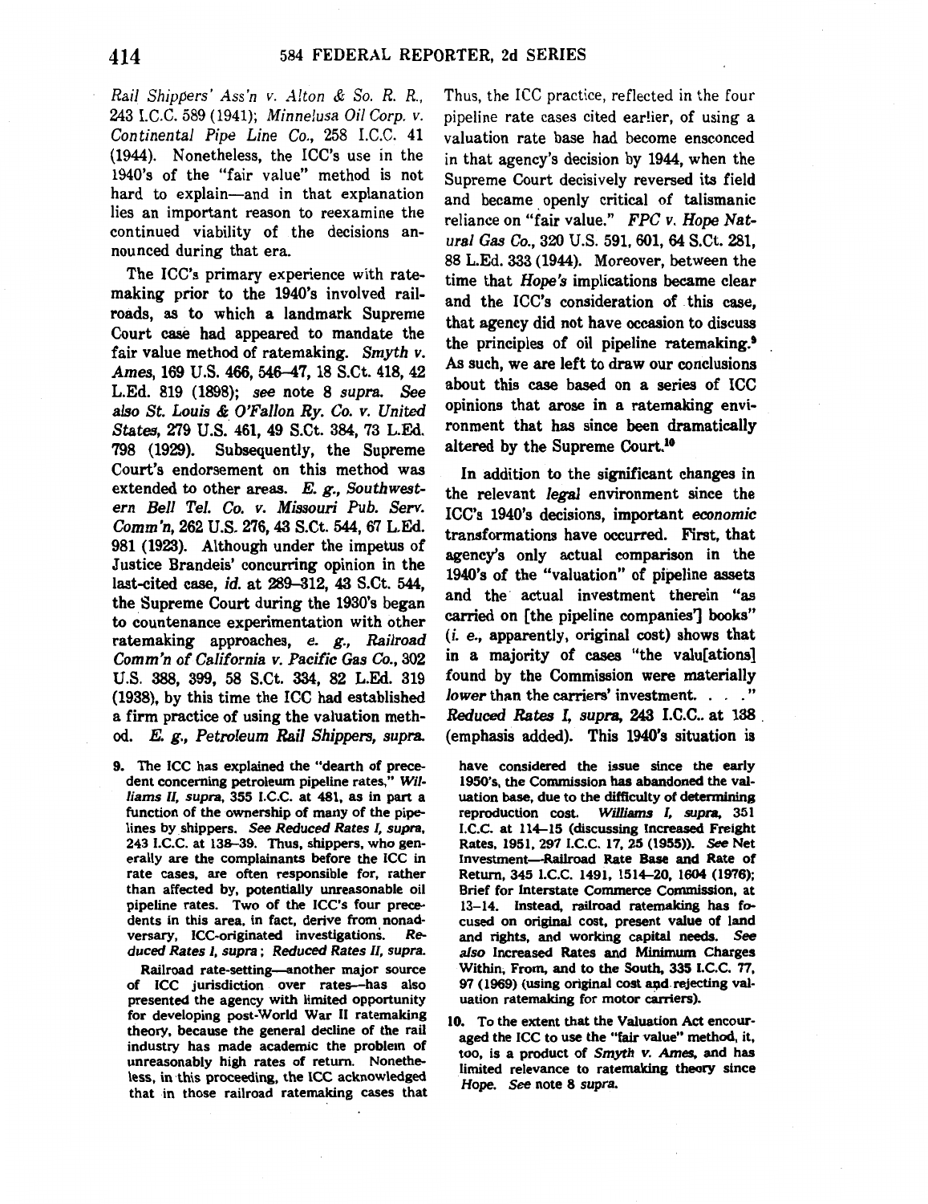*Rail Shippers' Ass'n v. Alton & So. R. R.*, 243 I.C.C. 589 (1941); *Minnelusa Oil Corp. v. Continental Pipe Line Co.*, 258 I.C.C. 41 (1944). Nonetheless, the ICC's use in the 1940's of the "fair value" method is not hard to explain—and in that explanation lies an important reason to reexamine the continued viability of the decisions announced during that era.

The ICC's primary experience with ratemaking prior to the 1940's involved railroads, as to which a landmark Supreme Court case had appeared to mandate the fair value method of ratemaking. *Smyth v. Ames*, 169 U.S. 466, 546–47, 18 S.Ct. 418, 42 L.Ed. 819 (1898); *see* note 8 *supra*. *See also St. Louis & O'Fallon Ry. Co. v. United States*, 279 U.S. 461, 49 S.Ct. 384, 73 L.Ed. 798 (1929). Subsequently, the Supreme Court's endorsement on this method was extended to other areas. *E. g., Southwestern Bell Tel. Co. v. Missouri Pub. Serv. Comm'n*, 262 U.S. 276, 43 S.Ct. 544, 67 L.Ed. 981 (1923). Although under the impetus of Justice Brandeis' concurring opinion in the last-cited case, *id.* at 289–312, 43 S.Ct. 544, the Supreme Court during the 1930's began to countenance experimentation with other ratemaking approaches, *e. g., Railroad Comm'n of California v. Pacific Gas Co.*, 302 U.S. 388, 399, 58 S.Ct. 334, 82 L.Ed. 319 (1938), by this time the ICC had established a firm practice of using the valuation method. *E. g., Petroleum Rail Shippers, supra.* Thus, the ICC practice, reflected in the four pipeline rate cases cited earlier, of using a valuation rate base had become ensconced in that agency's decision by 1944, when the Supreme Court decisively reversed its field and became openly critical of talismanic reliance on "fair value." *FPC v. Hope Natural Gas Co.*, 320 U.S. 591, 601, 64 S.Ct. 281, 88 L.Ed. 333 (1944). Moreover, between the time that *Hope's* implications became clear and the ICC's consideration of this case, that agency did not have occasion to discuss the principles of oil pipeline ratemaking.[9] As such, we are left to draw our conclusions about this case based on a series of ICC opinions that arose in a ratemaking environment that has since been dramatically altered by the Supreme Court.[10]

In addition to the significant changes in the relevant *legal* environment since the ICC's 1940's decisions, important *economic* transformations have occurred. First, that agency's only actual comparison in the 1940's of the "valuation" of pipeline assets and the actual investment therein "as carried on [the pipeline companies'] books" (*i. e.*, apparently, original cost) shows that in a majority of cases "the valu[ations] found by the Commission were materially *lower* than the carriers' investment. . . ." *Reduced Rates I, supra*, 243 I.C.C. at 138 (emphasis added). This 1940's situation is

9. The ICC has explained the "dearth of precedent concerning petroleum pipeline rates," *Williams II, supra*, 355 I.C.C. at 481, as in part a function of the ownership of many of the pipelines by shippers. *See Reduced Rates I, supra*, 243 I.C.C. at 138–39. Thus, shippers, who generally are the complainants before the ICC in rate cases, are often responsible for, rather than affected by, potentially unreasonable oil pipeline rates. Two of the ICC's four precedents in this area, in fact, derive from nonadversary, ICC-originated investigations. *Reduced Rates I, supra*; *Reduced Rates II, supra.*

Railroad rate-setting—another major source of ICC jurisdiction over rates—has also presented the agency with limited opportunity for developing post-World War II ratemaking theory, because the general decline of the rail industry has made academic the problem of unreasonably high rates of return. Nonetheless, in this proceeding, the ICC acknowledged that in those railroad ratemaking cases that have considered the issue since the early 1950's, the Commission has abandoned the valuation base, due to the difficulty of determining reproduction cost. *Williams I, supra*, 351 I.C.C. at 114–15 (discussing Increased Freight Rates, 1951, 297 I.C.C. 17, 25 (1955)). *See* Net Investment—Railroad Rate Base and Rate of Return, 345 I.C.C. 1491, 1514–20, 1604 (1976); Brief for Interstate Commerce Commission, at 13–14. Instead, railroad ratemaking has focused on original cost, present value of land and rights, and working capital needs. *See also* Increased Rates and Minimum Charges Within, From, and to the South, 335 I.C.C. 77, 97 (1969) (using original cost and rejecting valuation ratemaking for motor carriers).

10. To the extent that the Valuation Act encouraged the ICC to use the "fair value" method, it, too, is a product of *Smyth v. Ames*, and has limited relevance to ratemaking theory since *Hope*. *See* note 8 *supra*.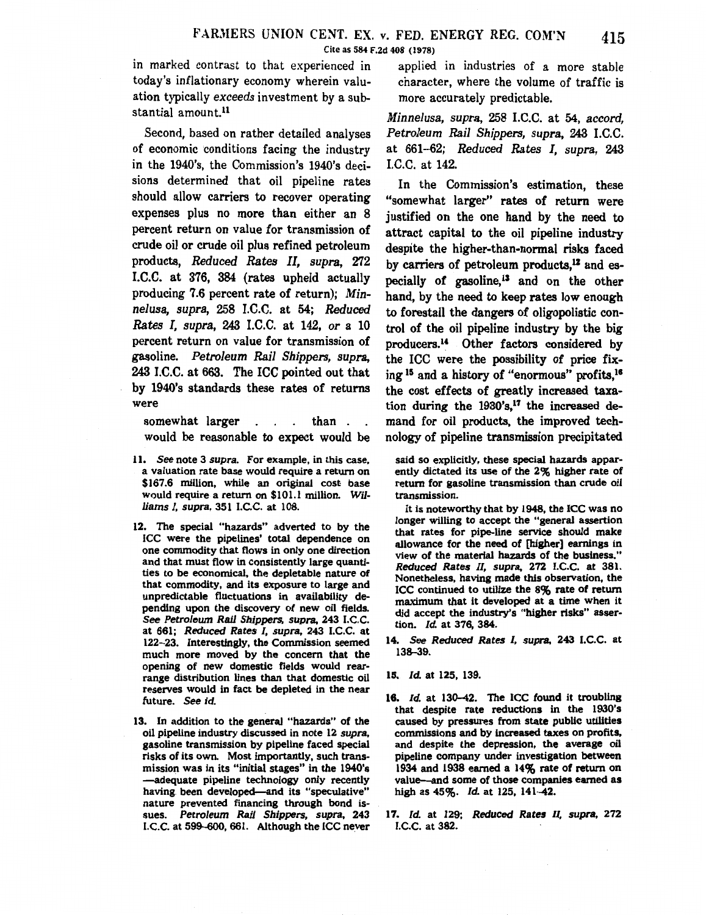in marked contrast to that experienced in today's inflationary economy wherein valuation typically *exceeds* investment by a substantial amount.[11]

Second, based on rather detailed analyses of economic conditions facing the industry in the 1940's, the Commission's 1940's decisions determined that oil pipeline rates should allow carriers to recover operating expenses plus no more than either an 8 percent return on value for transmission of crude oil or crude oil plus refined petroleum products, *Reduced Rates II, supra*, 272 I.C.C. at 376, 384 (rates upheld actually producing 7.6 percent rate of return); *Minnelusa, supra*, 258 I.C.C. at 54; *Reduced Rates I, supra*, 243 I.C.C. at 142, *or* a 10 percent return on value for transmission of gasoline. *Petroleum Rail Shippers, supra*, 243 I.C.C. at 663. The ICC pointed out that by 1940's standards these rates of returns were

> somewhat larger . . . than . . would be reasonable to expect would be applied in industries of a more stable character, where the volume of traffic is more accurately predictable.

*Minnelusa, supra*, 258 I.C.C. at 54, *accord, Petroleum Rail Shippers, supra*, 243 I.C.C. at 661–62; *Reduced Rates I, supra*, 243 I.C.C. at 142.

In the Commission's estimation, these "somewhat larger" rates of return were justified on the one hand by the need to attract capital to the oil pipeline industry despite the higher-than-normal risks faced by carriers of petroleum products,[12] and especially of gasoline,[13] and on the other hand, by the need to keep rates low enough to forestall the dangers of oligopolistic control of the oil pipeline industry by the big producers.[14] Other factors considered by the ICC were the possibility of price fixing [15] and a history of "enormous" profits,[16] the cost effects of greatly increased taxation during the 1930's,[17] the increased demand for oil products, the improved technology of pipeline transmission precipitated

---

11. *See* note 3 *supra*. For example, in this case, a valuation rate base would require a return on \$167.6 million, while an original cost base would require a return on \$101.1 million. *Williams I, supra*, 351 I.C.C. at 108.

12. The special "hazards" adverted to by the ICC were the pipelines' total dependence on one commodity that flows in only one direction and that must flow in consistently large quantities to be economical, the depletable nature of that commodity, and its exposure to large and unpredictable fluctuations in availability depending upon the discovery of new oil fields. *See Petroleum Rail Shippers, supra*, 243 I.C.C. at 661; *Reduced Rates I, supra*, 243 I.C.C. at 122–23. Interestingly, the Commission seemed much more moved by the concern that the opening of new domestic fields would rearrange distribution lines than that domestic oil reserves would in fact be depleted in the near future. *See id.*

13. In addition to the general "hazards" of the oil pipeline industry discussed in note 12 *supra*, gasoline transmission by pipeline faced special risks of its own. Most importantly, such transmission was in its "initial stages" in the 1940's —adequate pipeline technology only recently having been developed—and its "speculative" nature prevented financing through bond issues. *Petroleum Rail Shippers, supra*, 243 I.C.C. at 599–600, 661. Although the ICC never said so explicitly, these special hazards apparently dictated its use of the 2% higher rate of return for gasoline transmission than crude oil transmission.

It is noteworthy that by 1948, the ICC was no longer willing to accept the "general assertion that rates for pipe-line service should make allowance for the need of [higher] earnings in view of the material hazards of the business." *Reduced Rates II, supra*, 272 I.C.C. at 381. Nonetheless, having made this observation, the ICC continued to utilize the 8% rate of return maximum that it developed at a time when it did accept the industry's "higher risks" assertion. *Id.* at 376, 384.

14. *See Reduced Rates I, supra*, 243 I.C.C. at 138–39.

15. *Id.* at 125, 139.

16. *Id.* at 130–42. The ICC found it troubling that despite rate reductions in the 1930's caused by pressures from state public utilities commissions and by increased taxes on profits, and despite the depression, the average oil pipeline company under investigation between 1934 and 1938 earned a 14% rate of return on value—and some of those companies earned as high as 45%. *Id.* at 125, 141–42.

17. *Id.* at 129; *Reduced Rates II, supra*, 272 I.C.C. at 382.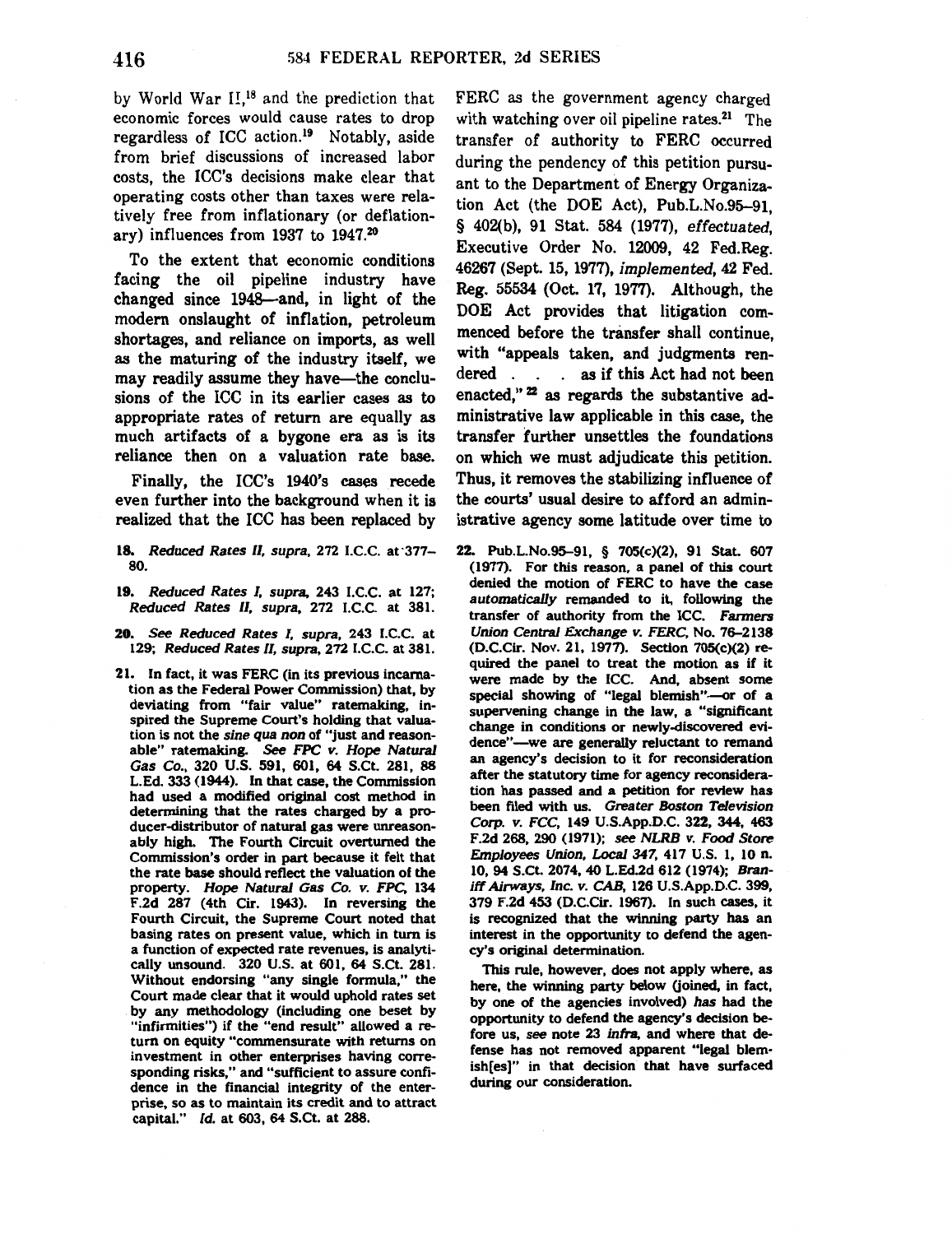by World War II,[18] and the prediction that economic forces would cause rates to drop regardless of ICC action.[19] Notably, aside from brief discussions of increased labor costs, the ICC's decisions make clear that operating costs other than taxes were relatively free from inflationary (or deflationary) influences from 1937 to 1947.[20]

To the extent that economic conditions facing the oil pipeline industry have changed since 1948—and, in light of the modern onslaught of inflation, petroleum shortages, and reliance on imports, as well as the maturing of the industry itself, we may readily assume they have—the conclusions of the ICC in its earlier cases as to appropriate rates of return are equally as much artifacts of a bygone era as is its reliance then on a valuation rate base.

Finally, the ICC's 1940's cases recede even further into the background when it is realized that the ICC has been replaced by FERC as the government agency charged with watching over oil pipeline rates.[21] The transfer of authority to FERC occurred during the pendency of this petition pursuant to the Department of Energy Organization Act (the DOE Act), Pub.L.No.95–91, § 402(b), 91 Stat. 584 (1977), *effectuated,* Executive Order No. 12009, 42 Fed.Reg. 46267 (Sept. 15, 1977), *implemented,* 42 Fed. Reg. 55534 (Oct. 17, 1977). Although, the DOE Act provides that litigation commenced before the transfer shall continue, with "appeals taken, and judgments rendered . . . as if this Act had not been enacted," [22] as regards the substantive administrative law applicable in this case, the transfer further unsettles the foundations on which we must adjudicate this petition. Thus, it removes the stabilizing influence of the courts' usual desire to afford an administrative agency some latitude over time to

18. *Reduced Rates II, supra,* 272 I.C.C. at 377–80.

19. *Reduced Rates I, supra,* 243 I.C.C. at 127; *Reduced Rates II, supra,* 272 I.C.C. at 381.

20. *See Reduced Rates I, supra,* 243 I.C.C. at 129; *Reduced Rates II, supra,* 272 I.C.C. at 381.

21. In fact, it was FERC (in its previous incarnation as the Federal Power Commission) that, by deviating from "fair value" ratemaking, inspired the Supreme Court's holding that valuation is not the *sine qua non* of "just and reasonable" ratemaking. *See FPC v. Hope Natural Gas Co.,* 320 U.S. 591, 601, 64 S.Ct. 281, 88 L.Ed. 333 (1944). In that case, the Commission had used a modified original cost method in determining that the rates charged by a producer-distributor of natural gas were unreasonably high. The Fourth Circuit overturned the Commission's order in part because it felt that the rate base should reflect the valuation of the property. *Hope Natural Gas Co. v. FPC,* 134 F.2d 287 (4th Cir. 1943). In reversing the Fourth Circuit, the Supreme Court noted that basing rates on present value, which in turn is a function of expected rate revenues, is analytically unsound. 320 U.S. at 601, 64 S.Ct. 281. Without endorsing "any single formula," the Court made clear that it would uphold rates set by any methodology (including one beset by "infirmities") if the "end result" allowed a return on equity "commensurate with returns on investment in other enterprises having corresponding risks," and "sufficient to assure confidence in the financial integrity of the enterprise, so as to maintain its credit and to attract capital." *Id.* at 603, 64 S.Ct. at 288.

22. Pub.L.No.95–91, § 705(c)(2), 91 Stat. 607 (1977). For this reason, a panel of this court denied the motion of FERC to have the case *automatically* remanded to it, following the transfer of authority from the ICC. *Farmers Union Central Exchange v. FERC,* No. 76–2138 (D.C.Cir. Nov. 21, 1977). Section 705(c)(2) required the panel to treat the motion as if it were made by the ICC. And, absent some special showing of "legal blemish"—or of a supervening change in the law, a "significant change in conditions or newly-discovered evidence"—we are generally reluctant to remand an agency's decision to it for reconsideration after the statutory time for agency reconsideration has passed and a petition for review has been filed with us. *Greater Boston Television Corp. v. FCC,* 149 U.S.App.D.C. 322, 344, 463 F.2d 268, 290 (1971); *see NLRB v. Food Store Employees Union, Local 347,* 417 U.S. 1, 10 n. 10, 94 S.Ct. 2074, 40 L.Ed.2d 612 (1974); *Braniff Airways, Inc. v. CAB,* 126 U.S.App.D.C. 399, 379 F.2d 453 (D.C.Cir. 1967). In such cases, it is recognized that the winning party has an interest in the opportunity to defend the agency's original determination.

This rule, however, does not apply where, as here, the winning party below (joined, in fact, by one of the agencies involved) *has* had the opportunity to defend the agency's decision before us, *see* note 23 *infra,* and where that defense has not removed apparent "legal blemish[es]" in that decision that have surfaced during our consideration.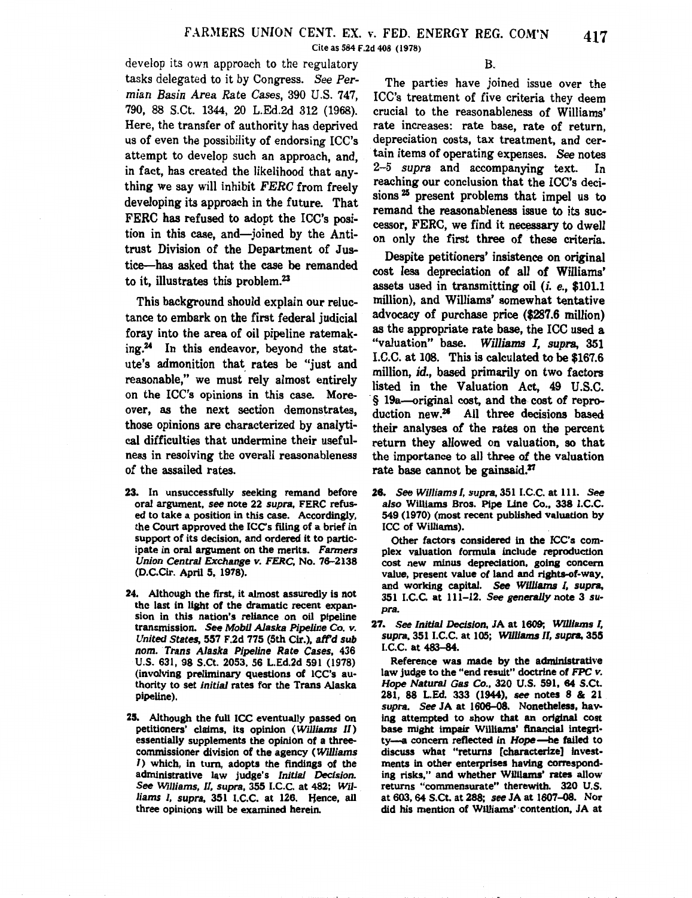develop its own approach to the regulatory tasks delegated to it by Congress. *See Permian Basin Area Rate Cases*, 390 U.S. 747, 790, 88 S.Ct. 1344, 20 L.Ed.2d 312 (1968). Here, the transfer of authority has deprived us of even the possibility of endorsing ICC's attempt to develop such an approach, and, in fact, has created the likelihood that anything we say will inhibit *FERC* from freely developing its approach in the future. That FERC has refused to adopt the ICC's position in this case, and—joined by the Antitrust Division of the Department of Justice—has asked that the case be remanded to it, illustrates this problem.[23]

This background should explain our reluctance to embark on the first federal judicial foray into the area of oil pipeline ratemaking.[24] In this endeavor, beyond the statute's admonition that rates be "just and reasonable," we must rely almost entirely on the ICC's opinions in this case. Moreover, as the next section demonstrates, those opinions are characterized by analytical difficulties that undermine their usefulness in resolving the overall reasonableness of the assailed rates.

## B.

The parties have joined issue over the ICC's treatment of five criteria they deem crucial to the reasonableness of Williams' rate increases: rate base, rate of return, depreciation costs, tax treatment, and certain items of operating expenses. *See* notes 2–5 *supra* and accompanying text. In reaching our conclusion that the ICC's decisions[25] present problems that impel us to remand the reasonableness issue to its successor, FERC, we find it necessary to dwell on only the first three of these criteria.

Despite petitioners' insistence on original cost less depreciation of all of Williams' assets used in transmitting oil (*i. e.*, $101.1 million), and Williams' somewhat tentative advocacy of purchase price ($287.6 million) as the appropriate rate base, the ICC used a "valuation" base. *Williams I, supra*, 351 I.C.C. at 108. This is calculated to be $167.6 million, *id.*, based primarily on two factors listed in the Valuation Act, 49 U.S.C. § 19a—original cost, and the cost of reproduction new.[26] All three decisions based their analyses of the rates on the percent return they allowed on valuation, so that the importance to all three of the valuation rate base cannot be gainsaid.[27]

23. In unsuccessfully seeking remand before oral argument, *see* note 22 *supra*, FERC refused to take a position in this case. Accordingly, the Court approved the ICC's filing of a brief in support of its decision, and ordered it to participate in oral argument on the merits. *Farmers Union Central Exchange v. FERC*, No. 76–2138 (D.C.Cir. April 5, 1978).

24. Although the first, it almost assuredly is not the last in light of the dramatic recent expansion in this nation's reliance on oil pipeline transmission. *See Mobil Alaska Pipeline Co. v. United States*, 557 F.2d 775 (5th Cir.), *aff'd sub nom. Trans Alaska Pipeline Rate Cases*, 436 U.S. 631, 98 S.Ct. 2053, 56 L.Ed.2d 591 (1978) (involving preliminary questions of ICC's authority to set *initial* rates for the Trans Alaska pipeline).

25. Although the full ICC eventually passed on petitioners' claims, its opinion (*Williams II*) essentially supplements the opinion of a three-commissioner division of the agency (*Williams I*) which, in turn, adopts the findings of the administrative law judge's *Initial Decision*. *See Williams, II, supra*, 355 I.C.C. at 482; *Williams I, supra*, 351 I.C.C. at 126. Hence, all three opinions will be examined herein.

26. *See Williams I, supra*, 351 I.C.C. at 111. *See also* Williams Bros. Pipe Line Co., 338 I.C.C. 549 (1970) (most recent published valuation by ICC of Williams).

Other factors considered in the ICC's complex valuation formula include reproduction cost new minus depreciation, going concern value, present value of land and rights-of-way, and working capital. *See Williams I, supra*, 351 I.C.C. at 111–12. *See generally* note 3 *supra*.

27. *See Initial Decision*, JA at 1609; *Williams I, supra*, 351 I.C.C. at 105; *Williams II, supra*, 355 I.C.C. at 483–84.

Reference was made by the administrative law judge to the "end result" doctrine of *FPC v. Hope Natural Gas Co.*, 320 U.S. 591, 64 S.Ct. 281, 88 L.Ed. 333 (1944), *see* notes 8 & 21 *supra*. *See* JA at 1606–08. Nonetheless, having attempted to show that an original cost base might impair Williams' financial integrity—a concern reflected in *Hope*—he failed to discuss what "returns [characterize] investments in other enterprises having corresponding risks," and whether Williams' rates allow returns "commensurate" therewith. 320 U.S. at 603, 64 S.Ct. at 288; *see* JA at 1607–08. Nor did his mention of Williams' contention, JA at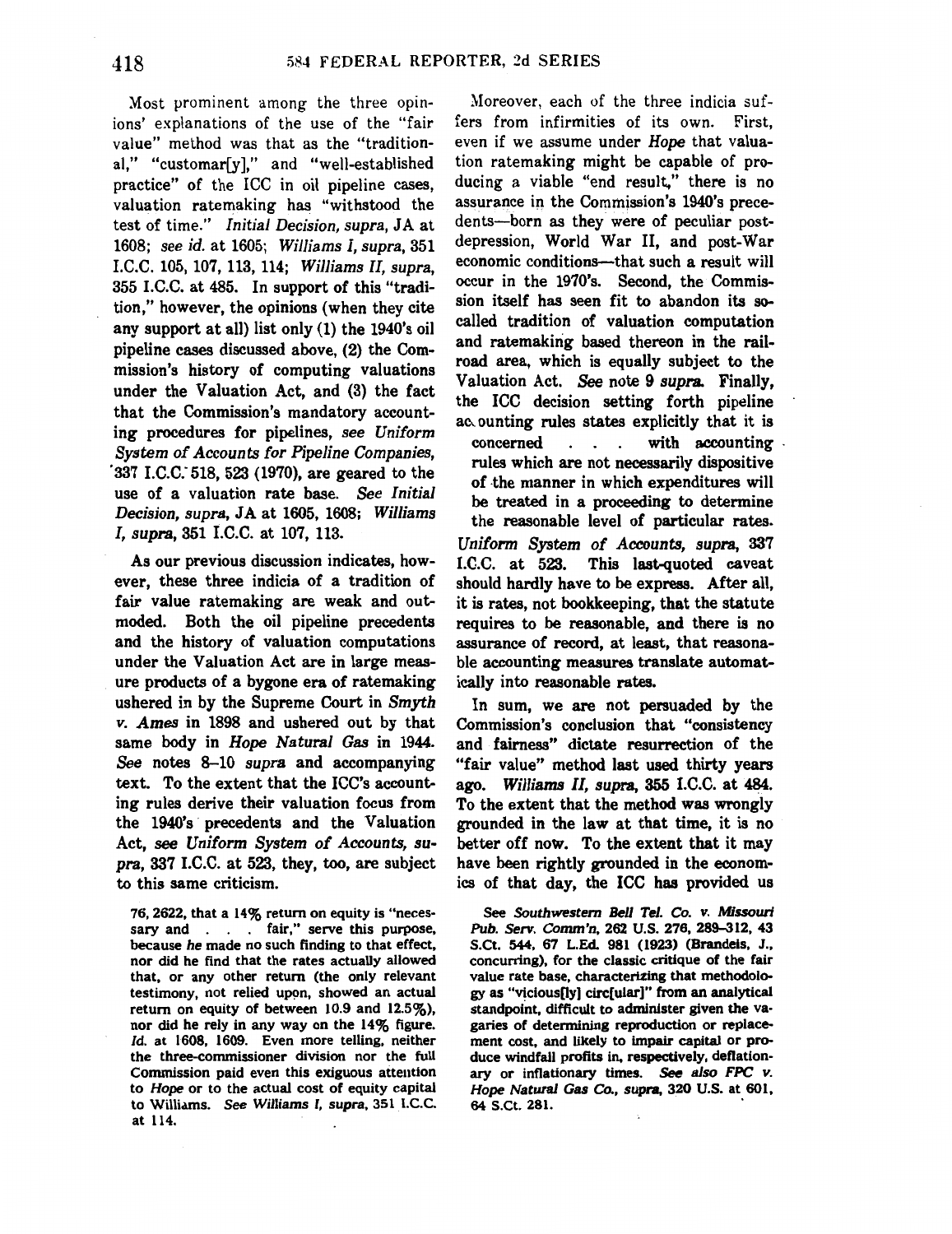Most prominent among the three opinions' explanations of the use of the "fair value" method was that as the "traditional," "customar[y]," and "well-established practice" of the ICC in oil pipeline cases, valuation ratemaking has "withstood the test of time." *Initial Decision, supra,* JA at 1608; *see id.* at 1605; *Williams I, supra,* 351 I.C.C. 105, 107, 113, 114; *Williams II, supra,* 355 I.C.C. at 485. In support of this "tradition," however, the opinions (when they cite any support at all) list only (1) the 1940's oil pipeline cases discussed above, (2) the Commission's history of computing valuations under the Valuation Act, and (3) the fact that the Commission's mandatory accounting procedures for pipelines, *see Uniform System of Accounts for Pipeline Companies,* 337 I.C.C. 518, 523 (1970), are geared to the use of a valuation rate base. *See Initial Decision, supra,* JA at 1605, 1608; *Williams I, supra,* 351 I.C.C. at 107, 113.

As our previous discussion indicates, however, these three indicia of a tradition of fair value ratemaking are weak and outmoded. Both the oil pipeline precedents and the history of valuation computations under the Valuation Act are in large measure products of a bygone era of ratemaking ushered in by the Supreme Court in *Smyth v. Ames* in 1898 and ushered out by that same body in *Hope Natural Gas* in 1944. *See* notes 8–10 *supra* and accompanying text. To the extent that the ICC's accounting rules derive their valuation focus from the 1940's precedents and the Valuation Act, *see Uniform System of Accounts, supra,* 337 I.C.C. at 523, they, too, are subject to this same criticism.

Moreover, each of the three indicia suffers from infirmities of its own. First, even if we assume under *Hope* that valuation ratemaking might be capable of producing a viable "end result," there is no assurance in the Commission's 1940's precedents—born as they were of peculiar post-depression, World War II, and post-War economic conditions—that such a result will occur in the 1970's. Second, the Commission itself has seen fit to abandon its so-called tradition of valuation computation and ratemaking based thereon in the railroad area, which is equally subject to the Valuation Act. *See* note 9 *supra.* Finally, the ICC decision setting forth pipeline accounting rules states explicitly that it is

> concerned . . . with accounting rules which are not necessarily dispositive of the manner in which expenditures will be treated in a proceeding to determine the reasonable level of particular rates.

*Uniform System of Accounts, supra,* 337 I.C.C. at 523. This last-quoted caveat should hardly have to be express. After all, it is rates, not bookkeeping, that the statute requires to be reasonable, and there is no assurance of record, at least, that reasonable accounting measures translate automatically into reasonable rates.

In sum, we are not persuaded by the Commission's conclusion that "consistency and fairness" dictate resurrection of the "fair value" method last used thirty years ago. *Williams II, supra,* 355 I.C.C. at 484. To the extent that the method was wrongly grounded in the law at that time, it is no better off now. To the extent that it may have been rightly grounded in the economics of that day, the ICC has provided us

---

76, 2622, that a 14% return on equity is "necessary and . . . fair," serve this purpose, because *he* made no such finding to that effect, nor did he find that the rates actually allowed that, or any other return (the only relevant testimony, not relied upon, showed an actual return on equity of between 10.9 and 12.5%), nor did he rely in any way on the 14% figure. *Id.* at 1608, 1609. Even more telling, neither the three-commissioner division nor the full Commission paid even this exiguous attention to *Hope* or to the actual cost of equity capital to Williams. *See Williams I, supra,* 351 I.C.C. at 114.

See *Southwestern Bell Tel. Co. v. Missouri Pub. Serv. Comm'n,* 262 U.S. 276, 289–312, 43 S.Ct. 544, 67 L.Ed. 981 (1923) (Brandeis, J., concurring), for the classic critique of the fair value rate base, characterizing that methodology as "vicious[ly] circ[ular]" from an analytical standpoint, difficult to administer given the vagaries of determining reproduction or replacement cost, and likely to impair capital or produce windfall profits in, respectively, deflationary or inflationary times. *See also FPC v. Hope Natural Gas Co., supra,* 320 U.S. at 601, 64 S.Ct. 281.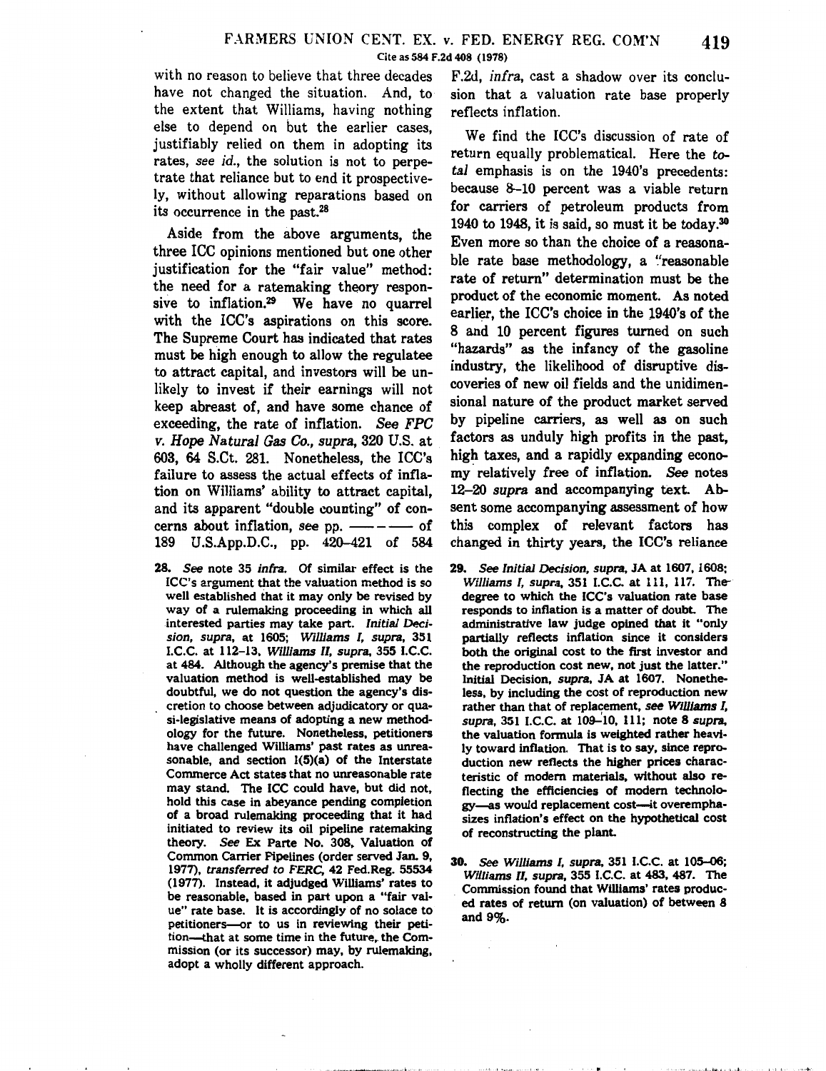with no reason to believe that three decades have not changed the situation. And, to the extent that Williams, having nothing else to depend on but the earlier cases, justifiably relied on them in adopting its rates, *see id.*, the solution is not to perpetrate that reliance but to end it prospectively, without allowing reparations based on its occurrence in the past.[28]

Aside from the above arguments, the three ICC opinions mentioned but one other justification for the "fair value" method: the need for a ratemaking theory responsive to inflation.[29] We have no quarrel with the ICC's aspirations on this score. The Supreme Court has indicated that rates must be high enough to allow the regulatee to attract capital, and investors will be unlikely to invest if their earnings will not keep abreast of, and have some chance of exceeding, the rate of inflation. *See FPC v. Hope Natural Gas Co., supra,* 320 U.S. at 603, 64 S.Ct. 281. Nonetheless, the ICC's failure to assess the actual effects of inflation on Williams' ability to attract capital, and its apparent "double counting" of concerns about inflation, *see* pp. ——— of 189 U.S.App.D.C., pp. 420–421 of 584 F.2d, *infra*, cast a shadow over its conclusion that a valuation rate base properly reflects inflation.

We find the ICC's discussion of rate of return equally problematical. Here the *total* emphasis is on the 1940's precedents: because 8–10 percent was a viable return for carriers of petroleum products from 1940 to 1948, it is said, so must it be today.[30] Even more so than the choice of a reasonable rate base methodology, a "reasonable rate of return" determination must be the product of the economic moment. As noted earlier, the ICC's choice in the 1940's of the 8 and 10 percent figures turned on such "hazards" as the infancy of the gasoline industry, the likelihood of disruptive discoveries of new oil fields and the unidimensional nature of the product market served by pipeline carriers, as well as on such factors as unduly high profits in the past, high taxes, and a rapidly expanding economy relatively free of inflation. *See* notes 12–20 *supra* and accompanying text. Absent some accompanying assessment of how this complex of relevant factors has changed in thirty years, the ICC's reliance

28. *See* note 35 *infra*. Of similar effect is the ICC's argument that the valuation method is so well established that it may only be revised by way of a rulemaking proceeding in which all interested parties may take part. *Initial Decision, supra,* at 1605; *Williams I, supra,* 351 I.C.C. at 112–13, *Williams II, supra,* 355 I.C.C. at 484. Although the agency's premise that the valuation method is well-established may be doubtful, we do not question the agency's discretion to choose between adjudicatory or quasi-legislative means of adopting a new methodology for the future. Nonetheless, petitioners have challenged Williams' past rates as unreasonable, and section 1(5)(a) of the Interstate Commerce Act states that no unreasonable rate may stand. The ICC could have, but did not, hold this case in abeyance pending completion of a broad rulemaking proceeding that it had initiated to review its oil pipeline ratemaking theory. *See* Ex Parte No. 308, Valuation of Common Carrier Pipelines (order served Jan. 9, 1977), *transferred to FERC,* 42 Fed.Reg. 55534 (1977). Instead, it adjudged Williams' rates to be reasonable, based in part upon a "fair value" rate base. It is accordingly of no solace to petitioners—or to us in reviewing their petition—that at some time in the future, the Commission (or its successor) may, by rulemaking, adopt a wholly different approach.

29. *See Initial Decision, supra,* JA at 1607, 1608; *Williams I, supra,* 351 I.C.C. at 111, 117. The degree to which the ICC's valuation rate base responds to inflation is a matter of doubt. The administrative law judge opined that it "only partially reflects inflation since it considers both the original cost to the first investor and the reproduction cost new, not just the latter." Initial Decision, *supra,* JA at 1607. Nonetheless, by including the cost of reproduction new rather than that of replacement, *see Williams I, supra,* 351 I.C.C. at 109–10, 111; note 8 *supra,* the valuation formula is weighted rather heavily toward inflation. That is to say, since reproduction new reflects the higher prices characteristic of modern materials, without also reflecting the efficiencies of modern technology—as would replacement cost—it overemphasizes inflation's effect on the hypothetical cost of reconstructing the plant.

30. *See Williams I, supra,* 351 I.C.C. at 105–06; *Williams II, supra,* 355 I.C.C. at 483, 487. The Commission found that Williams' rates produced rates of return (on valuation) of between 8 and 9%.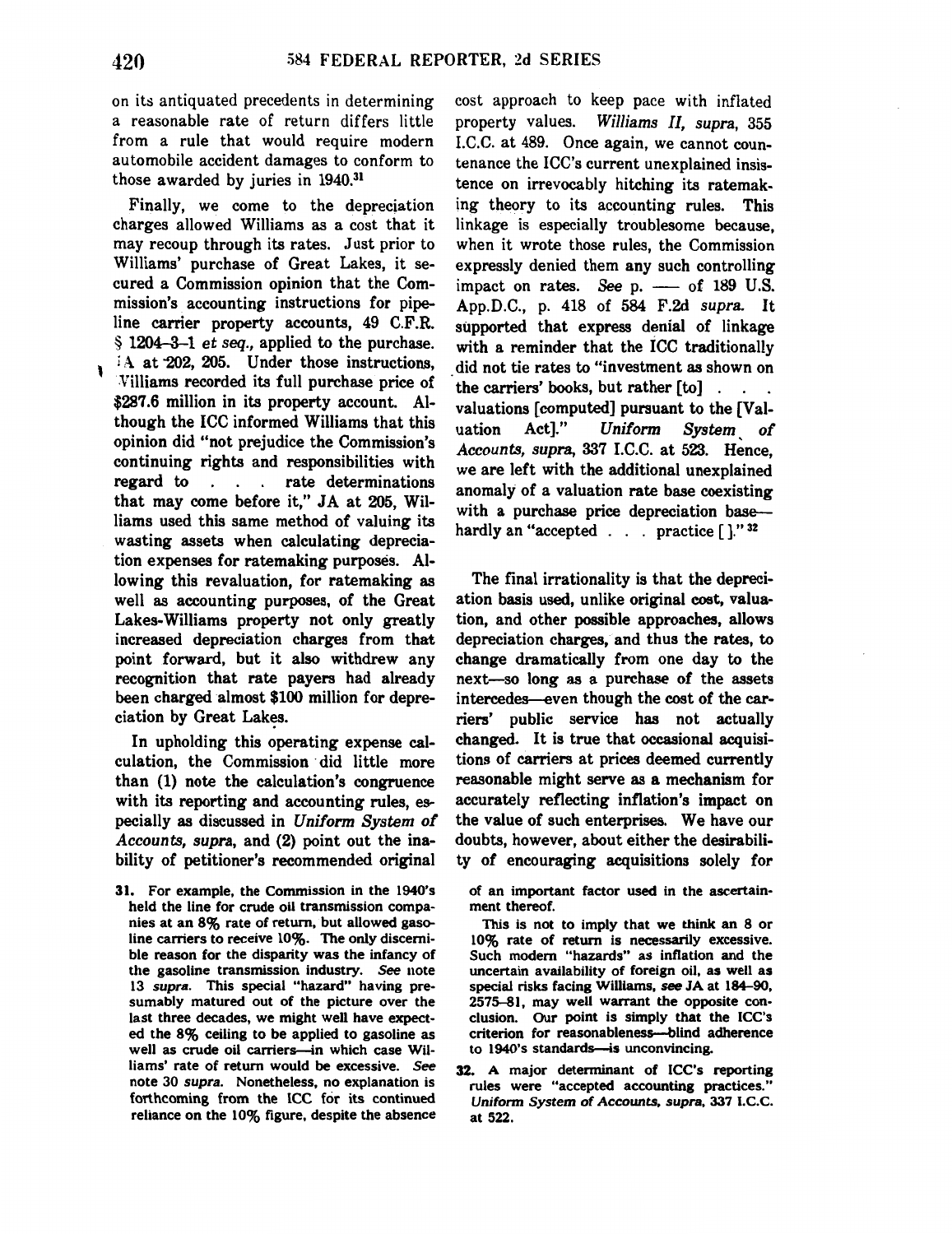on its antiquated precedents in determining a reasonable rate of return differs little from a rule that would require modern automobile accident damages to conform to those awarded by juries in 1940.[31]

Finally, we come to the depreciation charges allowed Williams as a cost that it may recoup through its rates. Just prior to Williams' purchase of Great Lakes, it secured a Commission opinion that the Commission's accounting instructions for pipeline carrier property accounts, 49 C.F.R. § 1204-3-1 *et seq.*, applied to the purchase. JA at 202, 205. Under those instructions, Williams recorded its full purchase price of $287.6 million in its property account. Although the ICC informed Williams that this opinion did "not prejudice the Commission's continuing rights and responsibilities with regard to . . . rate determinations that may come before it," JA at 205, Williams used this same method of valuing its wasting assets when calculating depreciation expenses for ratemaking purposes. Allowing this revaluation, for ratemaking as well as accounting purposes, of the Great Lakes-Williams property not only greatly increased depreciation charges from that point forward, but it also withdrew any recognition that rate payers had already been charged almost $100 million for depreciation by Great Lakes.

In upholding this operating expense calculation, the Commission did little more than (1) note the calculation's congruence with its reporting and accounting rules, especially as discussed in *Uniform System of Accounts, supra*, and (2) point out the inability of petitioner's recommended original cost approach to keep pace with inflated property values. *Williams II, supra*, 355 I.C.C. at 489. Once again, we cannot countenance the ICC's current unexplained insistence on irrevocably hitching its ratemaking theory to its accounting rules. This linkage is especially troublesome because, when it wrote those rules, the Commission expressly denied them any such controlling impact on rates. *See* p. —— of 189 U.S. App.D.C., p. 418 of 584 F.2d *supra*. It supported that express denial of linkage with a reminder that the ICC traditionally did not tie rates to "investment as shown on the carriers' books, but rather [to] . . . valuations [computed] pursuant to the [Valuation Act]." *Uniform System of Accounts, supra*, 337 I.C.C. at 523. Hence, we are left with the additional unexplained anomaly of a valuation rate base coexisting with a purchase price depreciation base—hardly an "accepted . . . practice [ ]."[32]

The final irrationality is that the depreciation basis used, unlike original cost, valuation, and other possible approaches, allows depreciation charges, and thus the rates, to change dramatically from one day to the next—so long as a purchase of the assets intercedes—even though the cost of the carriers' public service has not actually changed. It is true that occasional acquisitions of carriers at prices deemed currently reasonable might serve as a mechanism for accurately reflecting inflation's impact on the value of such enterprises. We have our doubts, however, about either the desirability of encouraging acquisitions solely for

---

31. For example, the Commission in the 1940's held the line for crude oil transmission companies at an 8% rate of return, but allowed gasoline carriers to receive 10%. The only discernible reason for the disparity was the infancy of the gasoline transmission industry. *See* note 13 *supra*. This special "hazard" having presumably matured out of the picture over the last three decades, we might well have expected the 8% ceiling to be applied to gasoline as well as crude oil carriers—in which case Williams' rate of return would be excessive. *See* note 30 *supra*. Nonetheless, no explanation is forthcoming from the ICC for its continued reliance on the 10% figure, despite the absence of an important factor used in the ascertainment thereof.

This is not to imply that we think an 8 or 10% rate of return is necessarily excessive. Such modern "hazards" as inflation and the uncertain availability of foreign oil, as well as special risks facing Williams, *see* JA at 184-90, 2575-81, may well warrant the opposite conclusion. Our point is simply that the ICC's criterion for reasonableness—blind adherence to 1940's standards—is unconvincing.

32. A major determinant of ICC's reporting rules were "accepted accounting practices." *Uniform System of Accounts, supra*, 337 I.C.C. at 522.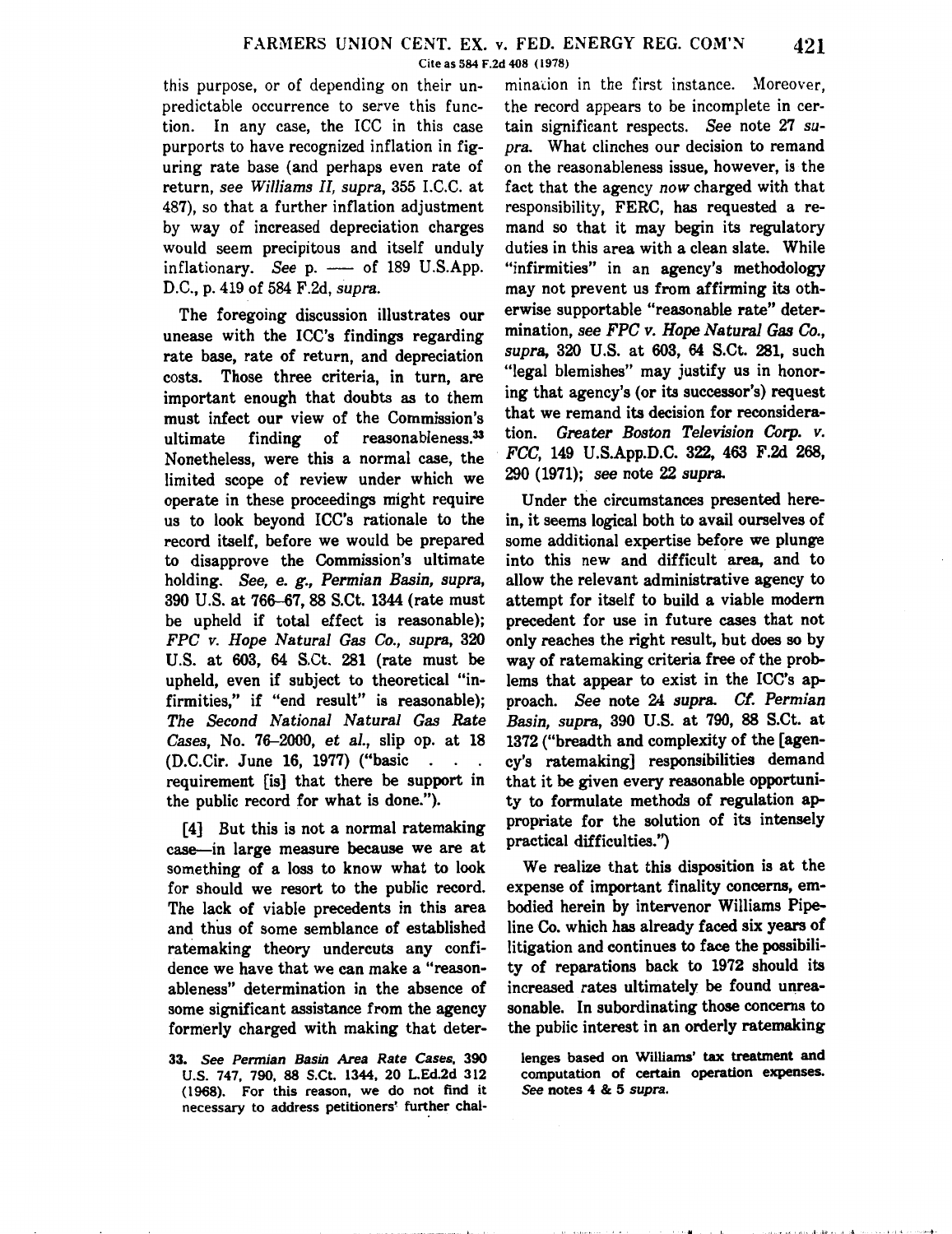this purpose, or of depending on their unpredictable occurrence to serve this function. In any case, the ICC in this case purports to have recognized inflation in figuring rate base (and perhaps even rate of return, *see Williams II, supra*, 355 I.C.C. at 487), so that a further inflation adjustment by way of increased depreciation charges would seem precipitous and itself unduly inflationary. *See* p. — of 189 U.S.App. D.C., p. 419 of 584 F.2d, *supra*.

The foregoing discussion illustrates our unease with the ICC's findings regarding rate base, rate of return, and depreciation costs. Those three criteria, in turn, are important enough that doubts as to them must infect our view of the Commission's ultimate finding of reasonableness.[33] Nonetheless, were this a normal case, the limited scope of review under which we operate in these proceedings might require us to look beyond ICC's rationale to the record itself, before we would be prepared to disapprove the Commission's ultimate holding. *See, e. g., Permian Basin, supra*, 390 U.S. at 766–67, 88 S.Ct. 1344 (rate must be upheld if total effect is reasonable); *FPC v. Hope Natural Gas Co., supra*, 320 U.S. at 603, 64 S.Ct. 281 (rate must be upheld, even if subject to theoretical "infirmities," if "end result" is reasonable); *The Second National Natural Gas Rate Cases*, No. 76–2000, *et al.*, slip op. at 18 (D.C.Cir. June 16, 1977) ("basic . . . requirement [is] that there be support in the public record for what is done.").

[4] But this is not a normal ratemaking case—in large measure because we are at something of a loss to know what to look for should we resort to the public record. The lack of viable precedents in this area and thus of some semblance of established ratemaking theory undercuts any confidence we have that we can make a "reasonableness" determination in the absence of some significant assistance from the agency formerly charged with making that determination in the first instance. Moreover, the record appears to be incomplete in certain significant respects. *See* note 27 *supra*. What clinches our decision to remand on the reasonableness issue, however, is the fact that the agency *now* charged with that responsibility, FERC, has requested a remand so that it may begin its regulatory duties in this area with a clean slate. While "infirmities" in an agency's methodology may not prevent us from affirming its otherwise supportable "reasonable rate" determination, *see FPC v. Hope Natural Gas Co., supra*, 320 U.S. at 603, 64 S.Ct. 281, such "legal blemishes" may justify us in honoring that agency's (or its successor's) request that we remand its decision for reconsideration. *Greater Boston Television Corp. v. FCC*, 149 U.S.App.D.C. 322, 463 F.2d 268, 290 (1971); *see* note 22 *supra*.

Under the circumstances presented herein, it seems logical both to avail ourselves of some additional expertise before we plunge into this new and difficult area, and to allow the relevant administrative agency to attempt for itself to build a viable modern precedent for use in future cases that not only reaches the right result, but does so by way of ratemaking criteria free of the problems that appear to exist in the ICC's approach. *See* note 24 *supra*. *Cf. Permian Basin, supra*, 390 U.S. at 790, 88 S.Ct. at 1372 ("breadth and complexity of the [agency's ratemaking] responsibilities demand that it be given every reasonable opportunity to formulate methods of regulation appropriate for the solution of its intensely practical difficulties.")

We realize that this disposition is at the expense of important finality concerns, embodied herein by intervenor Williams Pipeline Co. which has already faced six years of litigation and continues to face the possibility of reparations back to 1972 should its increased rates ultimately be found unreasonable. In subordinating those concerns to the public interest in an orderly ratemaking

33. *See Permian Basin Area Rate Cases*, 390 U.S. 747, 790, 88 S.Ct. 1344, 20 L.Ed.2d 312 (1968). For this reason, we do not find it necessary to address petitioners' further challenges based on Williams' tax treatment and computation of certain operation expenses. *See* notes 4 & 5 *supra*.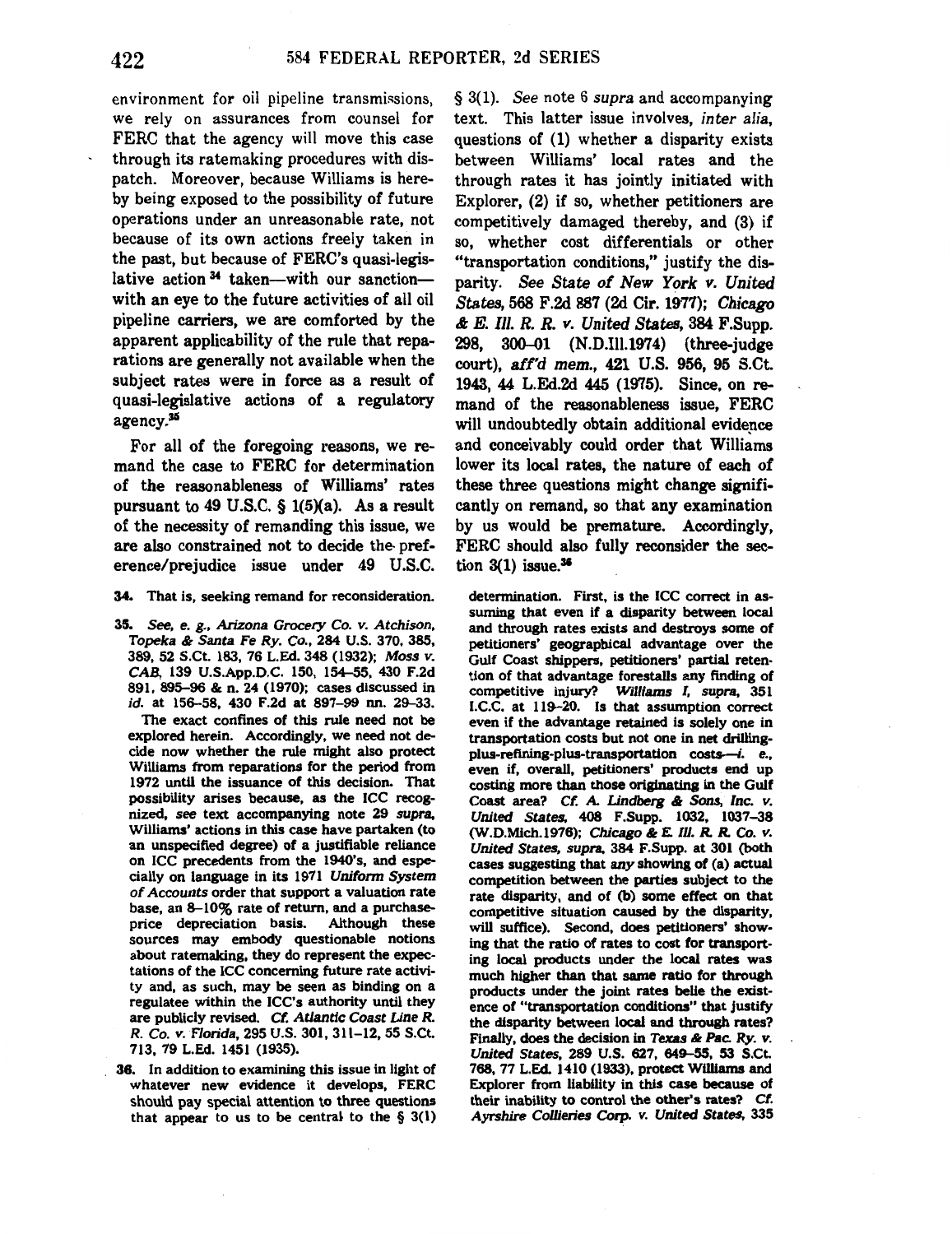environment for oil pipeline transmissions, we rely on assurances from counsel for FERC that the agency will move this case through its ratemaking procedures with dispatch. Moreover, because Williams is hereby being exposed to the possibility of future operations under an unreasonable rate, not because of its own actions freely taken in the past, but because of FERC's quasi-legislative action[34] taken—with our sanction—with an eye to the future activities of all oil pipeline carriers, we are comforted by the apparent applicability of the rule that reparations are generally not available when the subject rates were in force as a result of quasi-legislative actions of a regulatory agency.[35]

For all of the foregoing reasons, we remand the case to FERC for determination of the reasonableness of Williams' rates pursuant to 49 U.S.C. § 1(5)(a). As a result of the necessity of remanding this issue, we are also constrained not to decide the preference/prejudice issue under 49 U.S.C. § 3(1). *See* note 6 *supra* and accompanying text. This latter issue involves, *inter alia*, questions of (1) whether a disparity exists between Williams' local rates and the through rates it has jointly initiated with Explorer, (2) if so, whether petitioners are competitively damaged thereby, and (3) if so, whether cost differentials or other "transportation conditions," justify the disparity. *See State of New York v. United States*, 568 F.2d 887 (2d Cir. 1977); *Chicago & E. Ill. R. R. v. United States*, 384 F.Supp. 298, 300–01 (N.D.Ill.1974) (three-judge court), *aff'd mem.*, 421 U.S. 956, 95 S.Ct. 1943, 44 L.Ed.2d 445 (1975). Since, on remand of the reasonableness issue, FERC will undoubtedly obtain additional evidence and conceivably could order that Williams lower its local rates, the nature of each of these three questions might change significantly on remand, so that any examination by us would be premature. Accordingly, FERC should also fully reconsider the section 3(1) issue.[36]

34. That is, seeking remand for reconsideration.

35. *See, e. g., Arizona Grocery Co. v. Atchison, Topeka & Santa Fe Ry. Co.*, 284 U.S. 370, 385, 389, 52 S.Ct. 183, 76 L.Ed. 348 (1932); *Moss v. CAB*, 139 U.S.App.D.C. 150, 154–55, 430 F.2d 891, 895–96 & n. 24 (1970); cases discussed in *id.* at 156–58, 430 F.2d at 897–99 nn. 29–33.

The exact confines of this rule need not be explored herein. Accordingly, we need not decide now whether the rule might also protect Williams from reparations for the period from 1972 until the issuance of this decision. That possibility arises because, as the ICC recognized, *see* text accompanying note 29 *supra*, Williams' actions in this case have partaken (to an unspecified degree) of a justifiable reliance on ICC precedents from the 1940's, and especially on language in its 1971 *Uniform System of Accounts* order that support a valuation rate base, an 8–10% rate of return, and a purchase-price depreciation basis. Although these sources may embody questionable notions about ratemaking, they do represent the expectations of the ICC concerning future rate activity and, as such, may be seen as binding on a regulatee within the ICC's authority until they are publicly revised. *Cf. Atlantic Coast Line R. R. Co. v. Florida*, 295 U.S. 301, 311–12, 55 S.Ct. 713, 79 L.Ed. 1451 (1935).

36. In addition to examining this issue in light of whatever new evidence it develops, FERC should pay special attention to three questions that appear to us to be central to the § 3(1) determination. First, is the ICC correct in assuming that even if a disparity between local and through rates exists and destroys some of petitioners' geographical advantage over the Gulf Coast shippers, petitioners' partial retention of that advantage forestalls any finding of competitive injury? *Williams I, supra*, 351 I.C.C. at 119–20. Is that assumption correct even if the advantage retained is solely one in transportation costs but not one in net drilling-plus-refining-plus-transportation costs—*i. e.*, even if, overall, petitioners' products end up costing more than those originating in the Gulf Coast area? *Cf. A. Lindberg & Sons, Inc. v. United States*, 408 F.Supp. 1032, 1037–38 (W.D.Mich.1976); *Chicago & E. Ill. R. R. Co. v. United States, supra*, 384 F.Supp. at 301 (both cases suggesting that *any* showing of (a) actual competition between the parties subject to the rate disparity, and of (b) some effect on that competitive situation caused by the disparity, will suffice). Second, does petitioners' showing that the ratio of rates to cost for transporting local products under the local rates was much higher than that same ratio for through products under the joint rates belie the existence of "transportation conditions" that justify the disparity between local and through rates? Finally, does the decision in *Texas & Pac. Ry. v. United States*, 289 U.S. 627, 649–55, 53 S.Ct. 768, 77 L.Ed. 1410 (1933), protect Williams and Explorer from liability in this case because of their inability to control the other's rates? *Cf. Ayrshire Collieries Corp. v. United States*, 335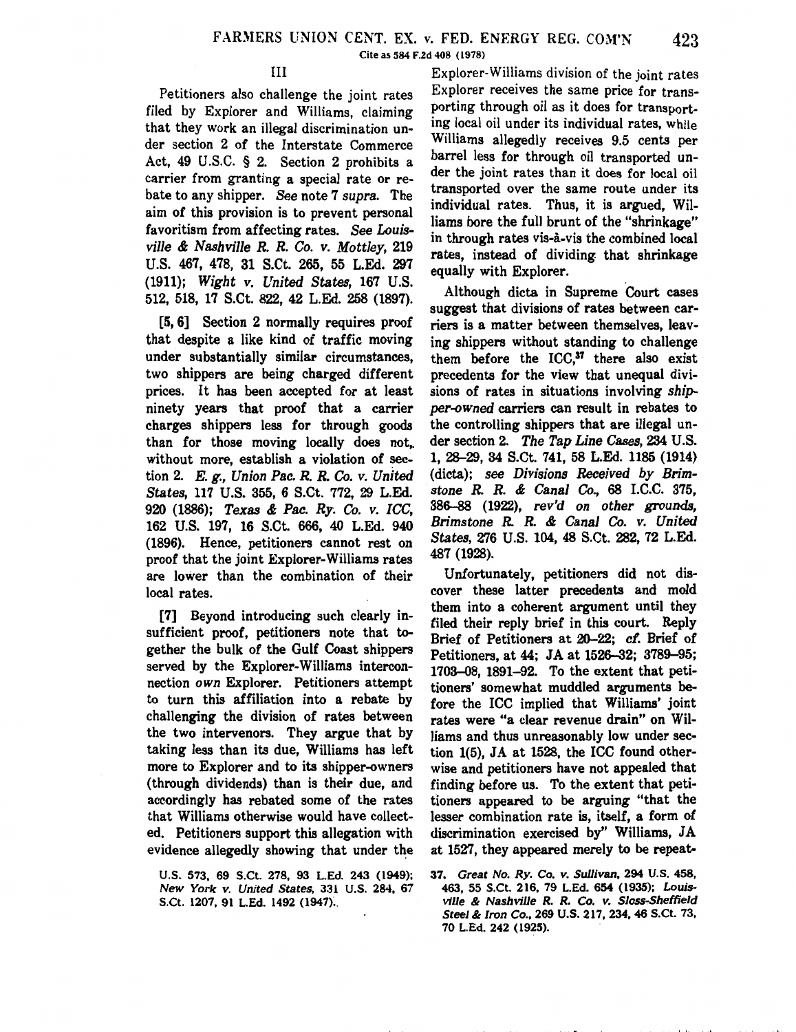U.S. 573, 69 S.Ct. 278, 93 L.Ed. 243 (1949); *New York v. United States*, 331 U.S. 284, 67 S.Ct. 1207, 91 L.Ed. 1492 (1947).

## III

Petitioners also challenge the joint rates filed by Explorer and Williams, claiming that they work an illegal discrimination under section 2 of the Interstate Commerce Act, 49 U.S.C. § 2. Section 2 prohibits a carrier from granting a special rate or rebate to any shipper. *See* note 7 *supra*. The aim of this provision is to prevent personal favoritism from affecting rates. *See Louisville & Nashville R. R. Co. v. Mottley*, 219 U.S. 467, 478, 31 S.Ct. 265, 55 L.Ed. 297 (1911); *Wight v. United States*, 167 U.S. 512, 518, 17 S.Ct. 822, 42 L.Ed. 258 (1897).

**[5, 6]** Section 2 normally requires proof that despite a like kind of traffic moving under substantially similar circumstances, two shippers are being charged different prices. It has been accepted for at least ninety years that proof that a carrier charges shippers less for through goods than for those moving locally does not, without more, establish a violation of section 2. *E. g., Union Pac. R. R. Co. v. United States*, 117 U.S. 355, 6 S.Ct. 772, 29 L.Ed. 920 (1886); *Texas & Pac. Ry. Co. v. ICC*, 162 U.S. 197, 16 S.Ct. 666, 40 L.Ed. 940 (1896). Hence, petitioners cannot rest on proof that the joint Explorer-Williams rates are lower than the combination of their local rates.

**[7]** Beyond introducing such clearly insufficient proof, petitioners note that together the bulk of the Gulf Coast shippers served by the Explorer-Williams interconnection *own* Explorer. Petitioners attempt to turn this affiliation into a rebate by challenging the division of rates between the two intervenors. They argue that by taking less than its due, Williams has left more to Explorer and to its shipper-owners (through dividends) than is their due, and accordingly has rebated some of the rates that Williams otherwise would have collected. Petitioners support this allegation with evidence allegedly showing that under the Explorer-Williams division of the joint rates Explorer receives the same price for transporting through oil as it does for transporting local oil under its individual rates, while Williams allegedly receives 9.5 cents per barrel less for through oil transported under the joint rates than it does for local oil transported over the same route under its individual rates. Thus, it is argued, Williams bore the full brunt of the "shrinkage" in through rates vis-à-vis the combined local rates, instead of dividing that shrinkage equally with Explorer.

Although dicta in Supreme Court cases suggest that divisions of rates between carriers is a matter between themselves, leaving shippers without standing to challenge them before the ICC,[37] there also exist precedents for the view that unequal divisions of rates in situations involving *shipper-owned* carriers can result in rebates to the controlling shippers that are illegal under section 2. *The Tap Line Cases*, 234 U.S. 1, 28–29, 34 S.Ct. 741, 58 L.Ed. 1185 (1914) (dicta); *see Divisions Received by Brimstone R. R. & Canal Co.*, 68 I.C.C. 375, 386–88 (1922), *rev'd on other grounds, Brimstone R. R. & Canal Co. v. United States*, 276 U.S. 104, 48 S.Ct. 282, 72 L.Ed. 487 (1928).

Unfortunately, petitioners did not discover these latter precedents and mold them into a coherent argument until they filed their reply brief in this court. Reply Brief of Petitioners at 20–22; *cf.* Brief of Petitioners, at 44; JA at 1526–32; 3789–95; 1703–08, 1891–92. To the extent that petitioners' somewhat muddled arguments before the ICC implied that Williams' joint rates were "a clear revenue drain" on Williams and thus unreasonably low under section 1(5), JA at 1528, the ICC found otherwise and petitioners have not appealed that finding before us. To the extent that petitioners appeared to be arguing "that the lesser combination rate is, itself, a form of discrimination exercised by" Williams, JA at 1527, they appeared merely to be repeat-

37. *Great No. Ry. Co. v. Sullivan*, 294 U.S. 458, 463, 55 S.Ct. 216, 79 L.Ed. 654 (1935); *Louisville & Nashville R. R. Co. v. Sloss-Sheffield Steel & Iron Co.*, 269 U.S. 217, 234, 46 S.Ct. 73, 70 L.Ed. 242 (1925).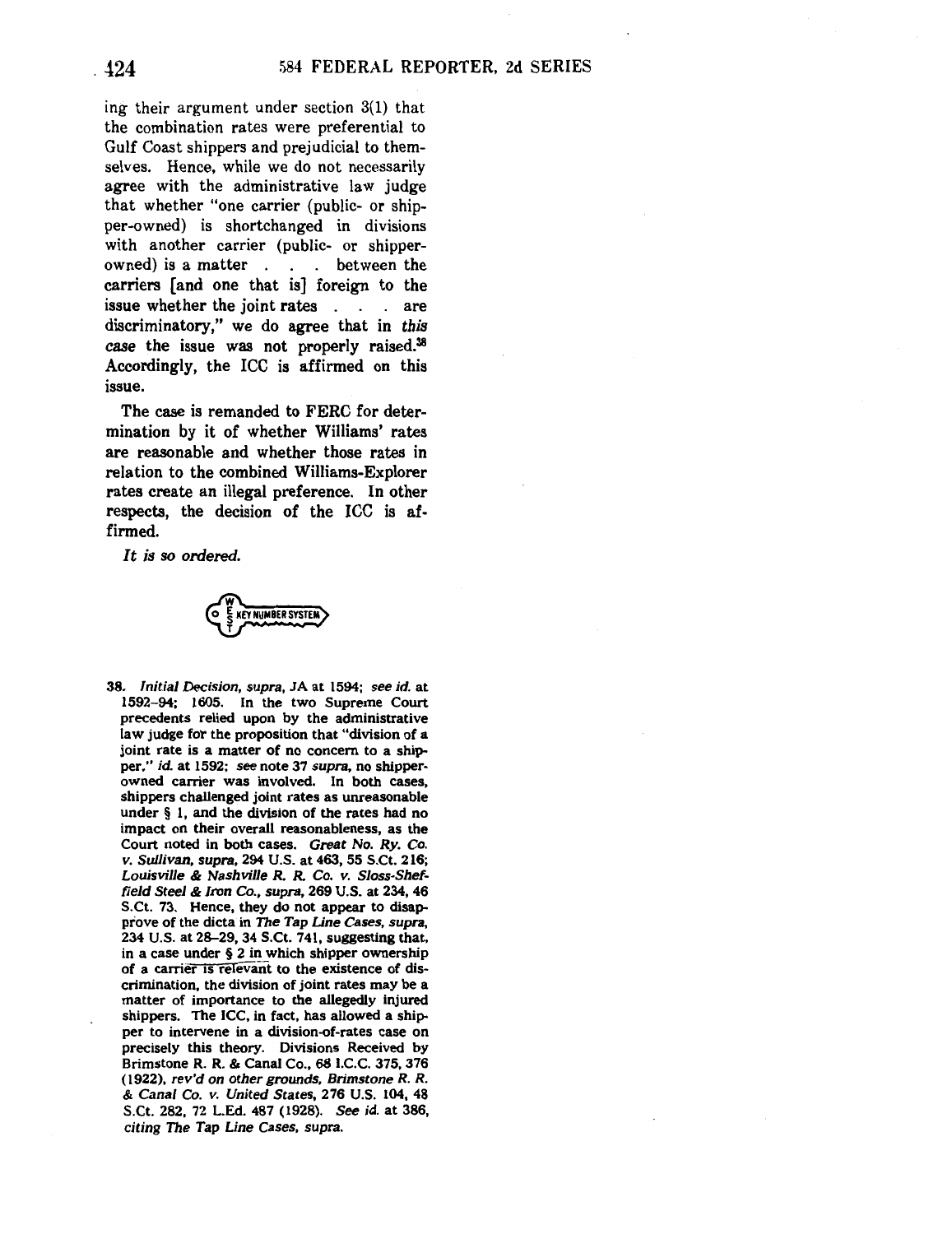ing their argument under section 3(1) that the combination rates were preferential to Gulf Coast shippers and prejudicial to themselves. Hence, while we do not necessarily agree with the administrative law judge that whether "one carrier (public- or shipper-owned) is shortchanged in divisions with another carrier (public- or shipper-owned) is a matter . . . between the carriers [and one that is] foreign to the issue whether the joint rates . . . are discriminatory," we do agree that in *this case* the issue was not properly raised.[38] Accordingly, the ICC is affirmed on this issue.

The case is remanded to FERC for determination by it of whether Williams' rates are reasonable and whether those rates in relation to the combined Williams-Explorer rates create an illegal preference. In other respects, the decision of the ICC is affirmed.

*It is so ordered.*

38. *Initial Decision, supra,* JA at 1594; *see id.* at 1592–94; 1605. In the two Supreme Court precedents relied upon by the administrative law judge for the proposition that "division of a joint rate is a matter of no concern to a shipper," *id.* at 1592; *see* note 37 *supra,* no shipper-owned carrier was involved. In both cases, shippers challenged joint rates as unreasonable under § 1, and the division of the rates had no impact on their overall reasonableness, as the Court noted in both cases. *Great No. Ry. Co. v. Sullivan, supra,* 294 U.S. at 463, 55 S.Ct. 216; *Louisville & Nashville R. R. Co. v. Sloss-Sheffield Steel & Iron Co., supra,* 269 U.S. at 234, 46 S.Ct. 73. Hence, they do not appear to disapprove of the dicta in *The Tap Line Cases, supra,* 234 U.S. at 28–29, 34 S.Ct. 741, suggesting that, in a case under § 2 in which shipper ownership of a carrier is relevant to the existence of discrimination, the division of joint rates may be a matter of importance to the allegedly injured shippers. The ICC, in fact, has allowed a shipper to intervene in a division-of-rates case on precisely this theory. Divisions Received by Brimstone R. R. & Canal Co., 68 I.C.C. 375, 376 (1922), *rev'd on other grounds, Brimstone R. R. & Canal Co. v. United States,* 276 U.S. 104, 48 S.Ct. 282, 72 L.Ed. 487 (1928). *See id.* at 386, *citing The Tap Line Cases, supra.*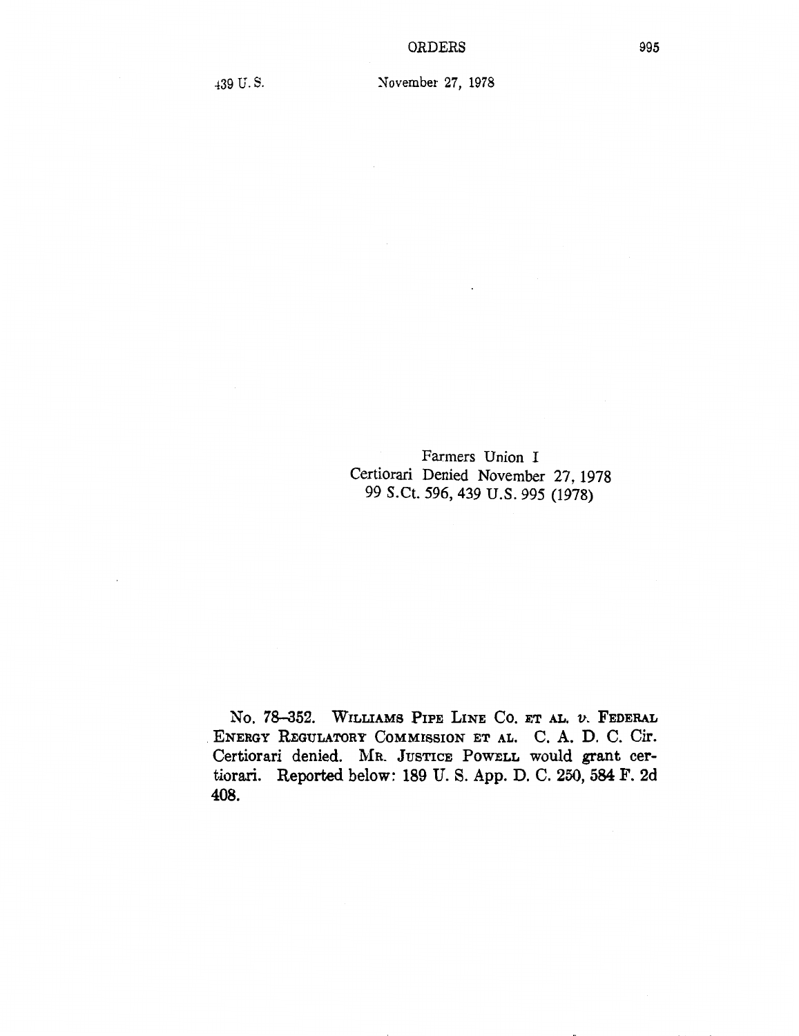Farmers Union I
Certiorari Denied November 27, 1978
99 S.Ct. 596, 439 U.S. 995 (1978)

No. 78–352. WILLIAMS PIPE LINE CO. ET AL. *v.* FEDERAL ENERGY REGULATORY COMMISSION ET AL. C. A. D. C. Cir. Certiorari denied. MR. JUSTICE POWELL would grant certiorari. Reported below: 189 U. S. App. D. C. 250, 584 F. 2d 408.